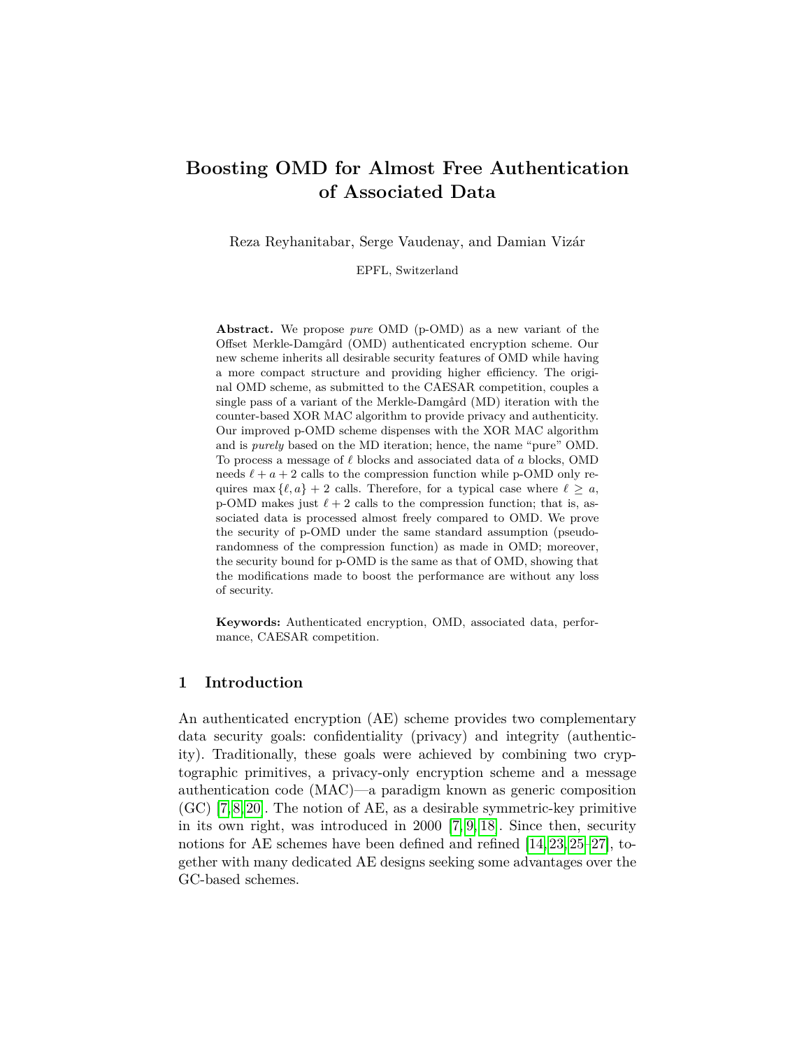# Boosting OMD for Almost Free Authentication of Associated Data

Reza Reyhanitabar, Serge Vaudenay, and Damian Vizár

EPFL, Switzerland

**Abstract.** We propose *pure* OMD (p-OMD) as a new variant of the Offset Merkle-Damgård (OMD) authenticated encryption scheme. Our new scheme inherits all desirable security features of OMD while having a more compact structure and providing higher efficiency. The original OMD scheme, as submitted to the CAESAR competition, couples a single pass of a variant of the Merkle-Damgård (MD) iteration with the counter-based XOR MAC algorithm to provide privacy and authenticity. Our improved p-OMD scheme dispenses with the XOR MAC algorithm and is *purely* based on the MD iteration; hence, the name "pure" OMD. To process a message of $\ell$ blocks and associated data of $a$ blocks, OMD needs $\ell + a + 2$ calls to the compression function while p-OMD only requires $\max\{\ell, a\} + 2$ calls. Therefore, for a typical case where $\ell \geq a$, p-OMD makes just $\ell + 2$ calls to the compression function; that is, associated data is processed almost freely compared to OMD. We prove the security of p-OMD under the same standard assumption (pseudo-randomness of the compression function) as made in OMD; moreover, the security bound for p-OMD is the same as that of OMD, showing that the modifications made to boost the performance are without any loss of security.

**Keywords:** Authenticated encryption, OMD, associated data, performance, CAESAR competition.

## 1 Introduction

An authenticated encryption (AE) scheme provides two complementary data security goals: confidentiality (privacy) and integrity (authenticity). Traditionally, these goals were achieved by combining two cryptographic primitives, a privacy-only encryption scheme and a message authentication code (MAC)—a paradigm known as generic composition (GC) [7,8,20]. The notion of AE, as a desirable symmetric-key primitive in its own right, was introduced in 2000 [7,9,18]. Since then, security notions for AE schemes have been defined and refined [14,23,25–27], together with many dedicated AE designs seeking some advantages over the GC-based schemes.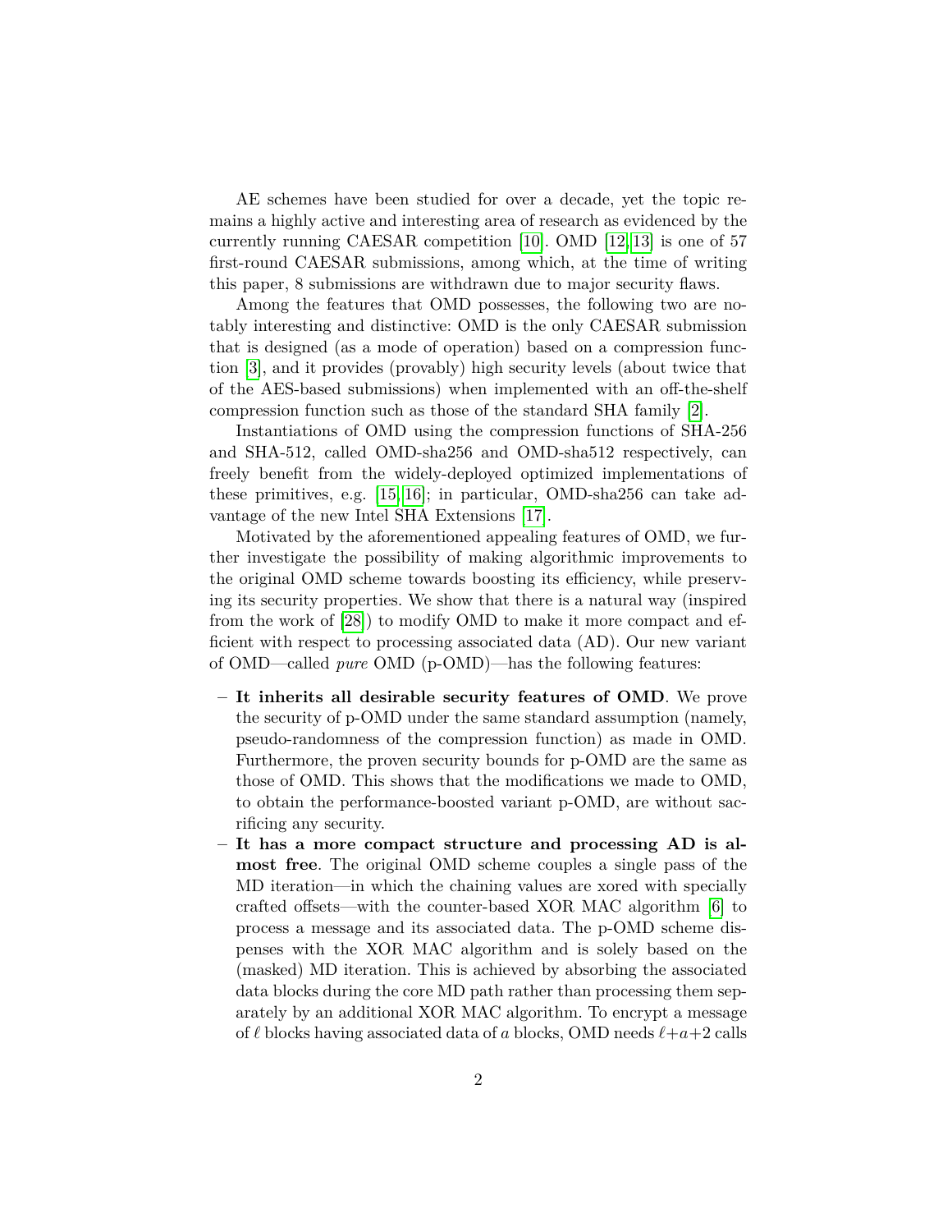AE schemes have been studied for over a decade, yet the topic remains a highly active and interesting area of research as evidenced by the currently running CAESAR competition [10]. OMD [12,13] is one of 57 first-round CAESAR submissions, among which, at the time of writing this paper, 8 submissions are withdrawn due to major security flaws.

Among the features that OMD possesses, the following two are notably interesting and distinctive: OMD is the only CAESAR submission that is designed (as a mode of operation) based on a compression function [3], and it provides (provably) high security levels (about twice that of the AES-based submissions) when implemented with an off-the-shelf compression function such as those of the standard SHA family [2].

Instantiations of OMD using the compression functions of SHA-256 and SHA-512, called OMD-sha256 and OMD-sha512 respectively, can freely benefit from the widely-deployed optimized implementations of these primitives, e.g. [15,16]; in particular, OMD-sha256 can take advantage of the new Intel SHA Extensions [17].

Motivated by the aforementioned appealing features of OMD, we further investigate the possibility of making algorithmic improvements to the original OMD scheme towards boosting its efficiency, while preserving its security properties. We show that there is a natural way (inspired from the work of [28]) to modify OMD to make it more compact and efficient with respect to processing associated data (AD). Our new variant of OMD—called *pure* OMD (p-OMD)—has the following features:

- **It inherits all desirable security features of OMD**. We prove the security of p-OMD under the same standard assumption (namely, pseudo-randomness of the compression function) as made in OMD. Furthermore, the proven security bounds for p-OMD are the same as those of OMD. This shows that the modifications we made to OMD, to obtain the performance-boosted variant p-OMD, are without sacrificing any security.
- **It has a more compact structure and processing AD is almost free**. The original OMD scheme couples a single pass of the MD iteration—in which the chaining values are xored with specially crafted offsets—with the counter-based XOR MAC algorithm [6] to process a message and its associated data. The p-OMD scheme dispenses with the XOR MAC algorithm and is solely based on the (masked) MD iteration. This is achieved by absorbing the associated data blocks during the core MD path rather than processing them separately by an additional XOR MAC algorithm. To encrypt a message of $\ell$ blocks having associated data of $a$ blocks, OMD needs $\ell+a+2$ calls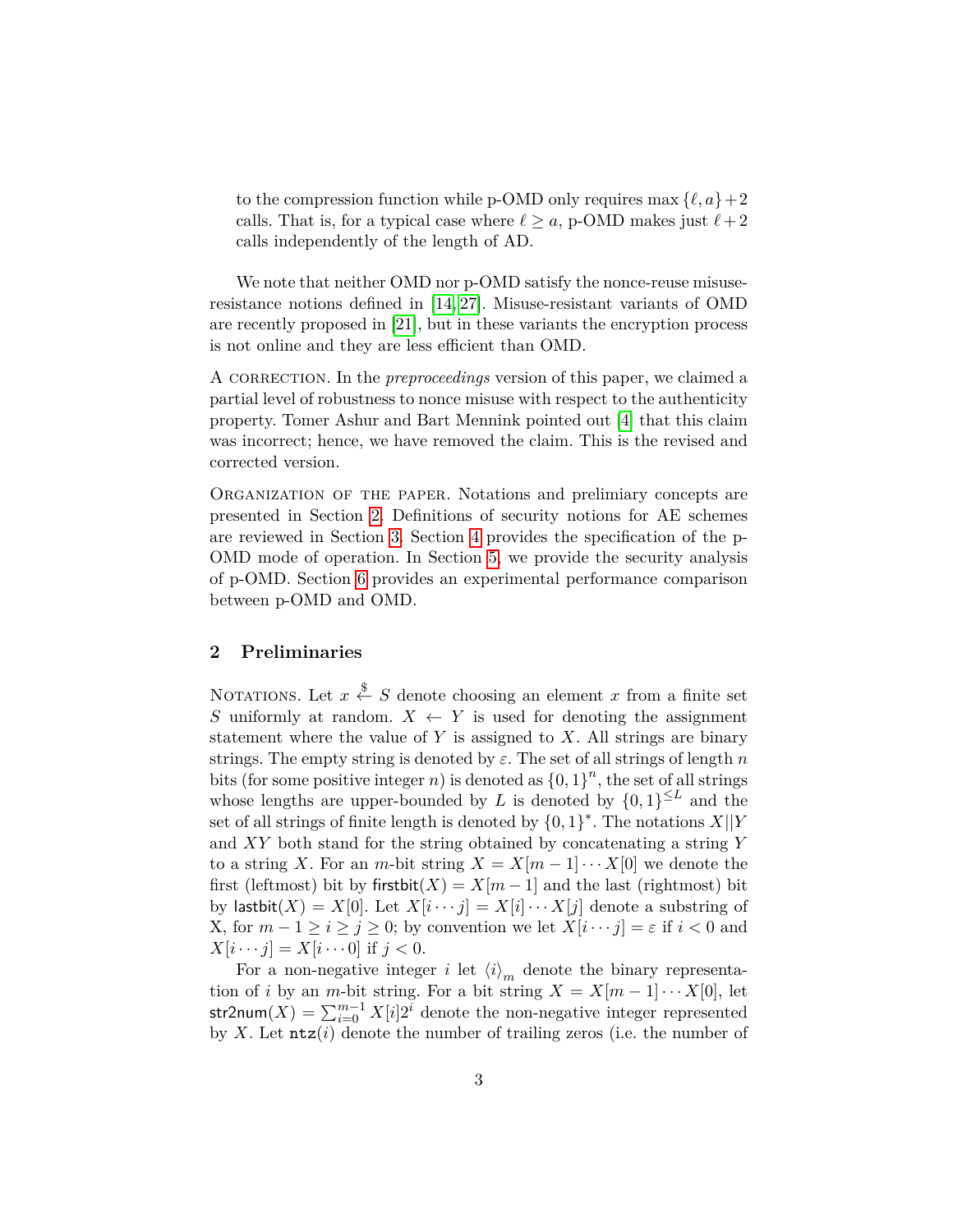to the compression function while p-OMD only requires $\max\{\ell, a\}+2$ calls. That is, for a typical case where $\ell \geq a$, p-OMD makes just $\ell+2$ calls independently of the length of AD.

We note that neither OMD nor p-OMD satisfy the nonce-reuse misuse-resistance notions defined in [14,27]. Misuse-resistant variants of OMD are recently proposed in [21], but in these variants the encryption process is not online and they are less efficient than OMD.

A correction. In the *preproceedings* version of this paper, we claimed a partial level of robustness to nonce misuse with respect to the authenticity property. Tomer Ashur and Bart Mennink pointed out [4] that this claim was incorrect; hence, we have removed the claim. This is the revised and corrected version.

Organization of the paper. Notations and prelimiary concepts are presented in Section 2. Definitions of security notions for AE schemes are reviewed in Section 3. Section 4 provides the specification of the p-OMD mode of operation. In Section 5, we provide the security analysis of p-OMD. Section 6 provides an experimental performance comparison between p-OMD and OMD.

## 2 Preliminaries

Notations. Let $x \xleftarrow{\$} S$ denote choosing an element $x$ from a finite set $S$ uniformly at random. $X \leftarrow Y$ is used for denoting the assignment statement where the value of $Y$ is assigned to $X$. All strings are binary strings. The empty string is denoted by $\varepsilon$. The set of all strings of length $n$ bits (for some positive integer $n$) is denoted as $\{0,1\}^n$, the set of all strings whose lengths are upper-bounded by $L$ is denoted by $\{0,1\}^{\leq L}$ and the set of all strings of finite length is denoted by $\{0,1\}^*$. The notations $X||Y$ and $XY$ both stand for the string obtained by concatenating a string $Y$ to a string $X$. For an $m$-bit string $X = X[m-1]\cdots X[0]$ we denote the first (leftmost) bit by $\mathsf{firstbit}(X) = X[m-1]$ and the last (rightmost) bit by $\mathsf{lastbit}(X) = X[0]$. Let $X[i\cdots j] = X[i]\cdots X[j]$ denote a substring of X, for $m-1 \geq i \geq j \geq 0$; by convention we let $X[i\cdots j] = \varepsilon$ if $i < 0$ and $X[i\cdots j] = X[i\cdots 0]$ if $j < 0$.

For a non-negative integer $i$ let $\langle i \rangle_m$ denote the binary representation of $i$ by an $m$-bit string. For a bit string $X = X[m-1]\cdots X[0]$, let $\mathsf{str2num}(X) = \sum_{i=0}^{m-1} X[i]2^i$ denote the non-negative integer represented by $X$. Let $\mathtt{ntz}(i)$ denote the number of trailing zeros (i.e. the number of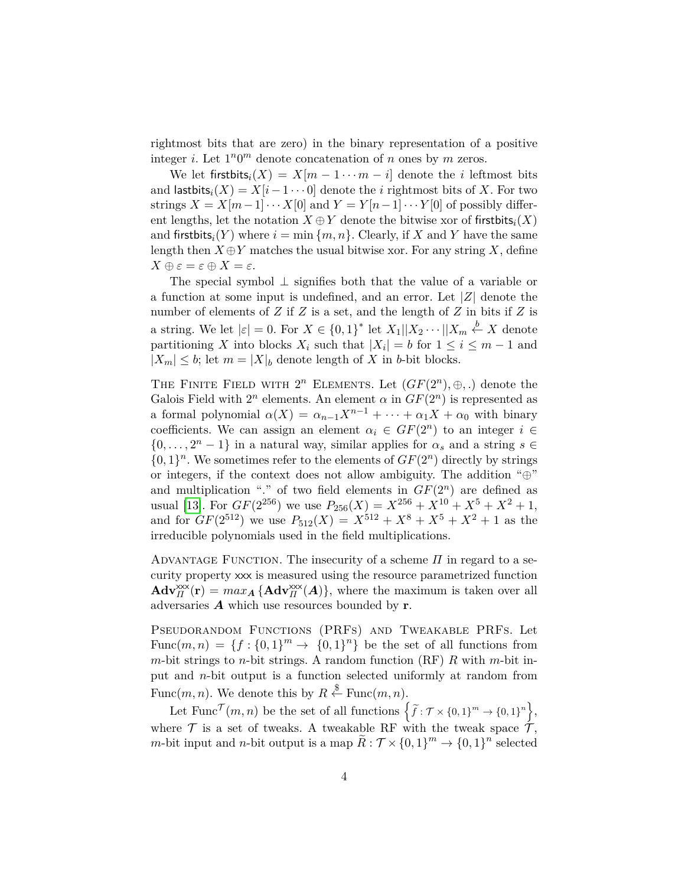rightmost bits that are zero) in the binary representation of a positive integer $i$. Let $1^n 0^m$ denote concatenation of $n$ ones by $m$ zeros.

We let $\mathsf{firstbits}_i(X) = X[m-1 \cdots m-i]$ denote the $i$ leftmost bits and $\mathsf{lastbits}_i(X) = X[i-1 \cdots 0]$ denote the $i$ rightmost bits of $X$. For two strings $X = X[m-1] \cdots X[0]$ and $Y = Y[n-1] \cdots Y[0]$ of possibly different lengths, let the notation $X \oplus Y$ denote the bitwise xor of $\mathsf{firstbits}_i(X)$ and $\mathsf{firstbits}_i(Y)$ where $i = \min\{m, n\}$. Clearly, if $X$ and $Y$ have the same length then $X \oplus Y$ matches the usual bitwise xor. For any string $X$, define $X \oplus \varepsilon = \varepsilon \oplus X = \varepsilon$.

The special symbol $\perp$ signifies both that the value of a variable or a function at some input is undefined, and an error. Let $|Z|$ denote the number of elements of $Z$ if $Z$ is a set, and the length of $Z$ in bits if $Z$ is a string. We let $|\varepsilon| = 0$. For $X \in \{0,1\}^*$ let $X_1 || X_2 \cdots || X_m \overset{b}{\leftarrow} X$ denote partitioning $X$ into blocks $X_i$ such that $|X_i| = b$ for $1 \leq i \leq m-1$ and $|X_m| \leq b$; let $m = |X|_b$ denote length of $X$ in $b$-bit blocks.

The Finite Field with $2^n$ Elements. Let $(GF(2^n), \oplus, .)$ denote the Galois Field with $2^n$ elements. An element $\alpha$ in $GF(2^n)$ is represented as a formal polynomial $\alpha(X) = \alpha_{n-1}X^{n-1} + \cdots + \alpha_1 X + \alpha_0$ with binary coefficients. We can assign an element $\alpha_i \in GF(2^n)$ to an integer $i \in \{0, \ldots, 2^n - 1\}$ in a natural way, similar applies for $\alpha_s$ and a string $s \in \{0,1\}^n$. We sometimes refer to the elements of $GF(2^n)$ directly by strings or integers, if the context does not allow ambiguity. The addition "$\oplus$" and multiplication "$.$" of two field elements in $GF(2^n)$ are defined as usual [13]. For $GF(2^{256})$ we use $P_{256}(X) = X^{256} + X^{10} + X^5 + X^2 + 1$, and for $GF(2^{512})$ we use $P_{512}(X) = X^{512} + X^8 + X^5 + X^2 + 1$ as the irreducible polynomials used in the field multiplications.

Advantage Function. The insecurity of a scheme $\Pi$ in regard to a security property xxx is measured using the resource parametrized function $\mathbf{Adv}_{\Pi}^{\mathsf{xxx}}(\mathbf{r}) = max_{\boldsymbol{A}}\{\mathbf{Adv}_{\Pi}^{\mathsf{xxx}}(\boldsymbol{A})\}$, where the maximum is taken over all adversaries $\boldsymbol{A}$ which use resources bounded by $\mathbf{r}$.

Pseudorandom Functions (PRFs) and Tweakable PRFs. Let $\mathrm{Func}(m,n) = \{f : \{0,1\}^m \to \{0,1\}^n\}$ be the set of all functions from $m$-bit strings to $n$-bit strings. A random function (RF) $R$ with $m$-bit input and $n$-bit output is a function selected uniformly at random from $\mathrm{Func}(m,n)$. We denote this by $R \overset{\$}{\leftarrow} \mathrm{Func}(m,n)$.

Let $\mathrm{Func}^{\mathcal{T}}(m,n)$ be the set of all functions $\left\{\widetilde{f} : \mathcal{T} \times \{0,1\}^m \to \{0,1\}^n\right\}$, where $\mathcal{T}$ is a set of tweaks. A tweakable RF with the tweak space $\mathcal{T}$, $m$-bit input and $n$-bit output is a map $\widetilde{R} : \mathcal{T} \times \{0,1\}^m \to \{0,1\}^n$ selected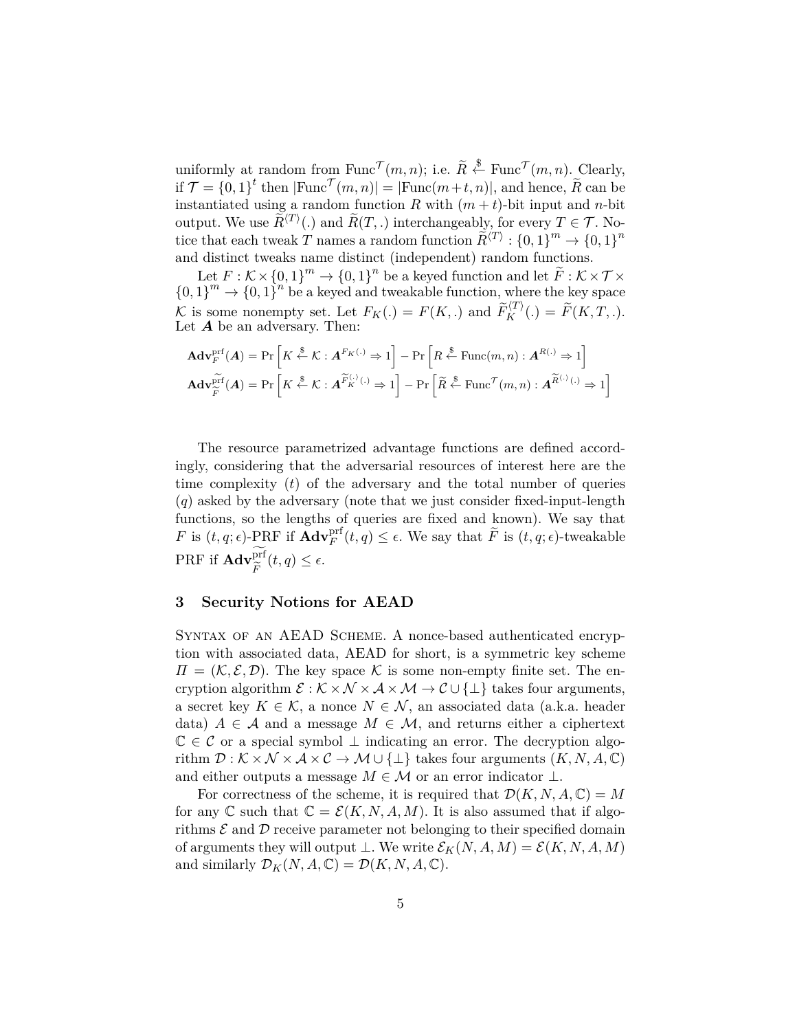uniformly at random from $\text{Func}^{\mathcal{T}}(m,n)$; i.e. $\widetilde{R} \xleftarrow{\$} \text{Func}^{\mathcal{T}}(m,n)$. Clearly, if $\mathcal{T} = \{0,1\}^t$ then $|\text{Func}^{\mathcal{T}}(m,n)| = |\text{Func}(m+t,n)|$, and hence, $\widetilde{R}$ can be instantiated using a random function $R$ with $(m+t)$-bit input and $n$-bit output. We use $\widetilde{R}^{\langle T \rangle}(.)$ and $\widetilde{R}(T,.)$ interchangeably, for every $T \in \mathcal{T}$. Notice that each tweak $T$ names a random function $\widetilde{R}^{\langle T \rangle} : \{0,1\}^m \to \{0,1\}^n$ and distinct tweaks name distinct (independent) random functions.

Let $F : \mathcal{K} \times \{0,1\}^m \to \{0,1\}^n$ be a keyed function and let $\widetilde{F} : \mathcal{K} \times \mathcal{T} \times \{0,1\}^m \to \{0,1\}^n$ be a keyed and tweakable function, where the key space $\mathcal{K}$ is some nonempty set. Let $F_K(.) = F(K,.)$ and $\widetilde{F}_K^{\langle T \rangle}(.) = \widetilde{F}(K,T,.)$. Let $\boldsymbol{A}$ be an adversary. Then:

$$\mathbf{Adv}_F^{\text{prf}}(\boldsymbol{A}) = \Pr\left[K \xleftarrow{\$} \mathcal{K} : \boldsymbol{A}^{F_K(.)} \Rightarrow 1\right] - \Pr\left[R \xleftarrow{\$} \text{Func}(m,n) : \boldsymbol{A}^{R(.)} \Rightarrow 1\right]$$

$$\mathbf{Adv}_{\widetilde{F}}^{\widetilde{\text{prf}}}(\boldsymbol{A}) = \Pr\left[K \xleftarrow{\$} \mathcal{K} : \boldsymbol{A}^{\widetilde{F}_K^{\langle . \rangle}(.)} \Rightarrow 1\right] - \Pr\left[\widetilde{R} \xleftarrow{\$} \text{Func}^{\mathcal{T}}(m,n) : \boldsymbol{A}^{\widetilde{R}^{\langle . \rangle}(.)} \Rightarrow 1\right]$$

The resource parametrized advantage functions are defined accordingly, considering that the adversarial resources of interest here are the time complexity ($t$) of the adversary and the total number of queries ($q$) asked by the adversary (note that we just consider fixed-input-length functions, so the lengths of queries are fixed and known). We say that $F$ is $(t,q;\epsilon)$-PRF if $\mathbf{Adv}_F^{\text{prf}}(t,q) \leq \epsilon$. We say that $\widetilde{F}$ is $(t,q;\epsilon)$-tweakable PRF if $\mathbf{Adv}_{\widetilde{F}}^{\widetilde{\text{prf}}}(t,q) \leq \epsilon$.

## 3 Security Notions for AEAD

Syntax of an AEAD Scheme. A nonce-based authenticated encryption with associated data, AEAD for short, is a symmetric key scheme $\Pi = (\mathcal{K}, \mathcal{E}, \mathcal{D})$. The key space $\mathcal{K}$ is some non-empty finite set. The encryption algorithm $\mathcal{E} : \mathcal{K} \times \mathcal{N} \times \mathcal{A} \times \mathcal{M} \to \mathcal{C} \cup \{\bot\}$ takes four arguments, a secret key $K \in \mathcal{K}$, a nonce $N \in \mathcal{N}$, an associated data (a.k.a. header data) $A \in \mathcal{A}$ and a message $M \in \mathcal{M}$, and returns either a ciphertext $\mathbb{C} \in \mathcal{C}$ or a special symbol $\bot$ indicating an error. The decryption algorithm $\mathcal{D} : \mathcal{K} \times \mathcal{N} \times \mathcal{A} \times \mathcal{C} \to \mathcal{M} \cup \{\bot\}$ takes four arguments $(K, N, A, \mathbb{C})$ and either outputs a message $M \in \mathcal{M}$ or an error indicator $\bot$.

For correctness of the scheme, it is required that $\mathcal{D}(K,N,A,\mathbb{C}) = M$ for any $\mathbb{C}$ such that $\mathbb{C} = \mathcal{E}(K,N,A,M)$. It is also assumed that if algorithms $\mathcal{E}$ and $\mathcal{D}$ receive parameter not belonging to their specified domain of arguments they will output $\bot$. We write $\mathcal{E}_K(N,A,M) = \mathcal{E}(K,N,A,M)$ and similarly $\mathcal{D}_K(N,A,\mathbb{C}) = \mathcal{D}(K,N,A,\mathbb{C})$.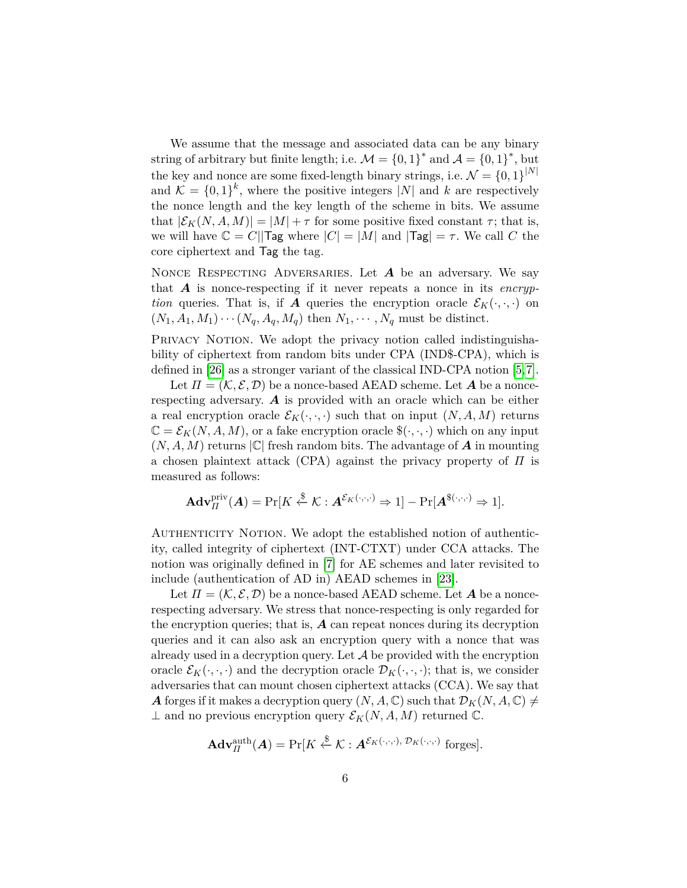We assume that the message and associated data can be any binary string of arbitrary but finite length; i.e. $\mathcal{M} = \{0,1\}^*$ and $\mathcal{A} = \{0,1\}^*$, but the key and nonce are some fixed-length binary strings, i.e. $\mathcal{N} = \{0,1\}^{|N|}$ and $\mathcal{K} = \{0,1\}^k$, where the positive integers $|N|$ and $k$ are respectively the nonce length and the key length of the scheme in bits. We assume that $|\mathcal{E}_K(N,A,M)| = |M| + \tau$ for some positive fixed constant $\tau$; that is, we will have $\mathbb{C} = C||\mathsf{Tag}$ where $|C| = |M|$ and $|\mathsf{Tag}| = \tau$. We call $C$ the core ciphertext and $\mathsf{Tag}$ the tag.

Nonce Respecting Adversaries. Let $\boldsymbol{A}$ be an adversary. We say that $\boldsymbol{A}$ is nonce-respecting if it never repeats a nonce in its *encryption* queries. That is, if $\boldsymbol{A}$ queries the encryption oracle $\mathcal{E}_K(\cdot,\cdot,\cdot)$ on $(N_1, A_1, M_1)\cdots(N_q, A_q, M_q)$ then $N_1, \cdots, N_q$ must be distinct.

Privacy Notion. We adopt the privacy notion called indistinguishability of ciphertext from random bits under CPA (IND\$-CPA), which is defined in [26] as a stronger variant of the classical IND-CPA notion [5,7].

Let $\Pi = (\mathcal{K}, \mathcal{E}, \mathcal{D})$ be a nonce-based AEAD scheme. Let $\boldsymbol{A}$ be a nonce-respecting adversary. $\boldsymbol{A}$ is provided with an oracle which can be either a real encryption oracle $\mathcal{E}_K(\cdot,\cdot,\cdot)$ such that on input $(N, A, M)$ returns $\mathbb{C} = \mathcal{E}_K(N, A, M)$, or a fake encryption oracle $\$(\cdot,\cdot,\cdot)$ which on any input $(N, A, M)$ returns $|\mathbb{C}|$ fresh random bits. The advantage of $\boldsymbol{A}$ in mounting a chosen plaintext attack (CPA) against the privacy property of $\Pi$ is measured as follows:

$$\mathbf{Adv}^{\text{priv}}_{\Pi}(\boldsymbol{A}) = \Pr[K \xleftarrow{\$} \mathcal{K} : \boldsymbol{A}^{\mathcal{E}_K(\cdot,\cdot,\cdot)} \Rightarrow 1] - \Pr[\boldsymbol{A}^{\$(\cdot,\cdot,\cdot)} \Rightarrow 1].$$

Authenticity Notion. We adopt the established notion of authenticity, called integrity of ciphertext (INT-CTXT) under CCA attacks. The notion was originally defined in [7] for AE schemes and later revisited to include (authentication of AD in) AEAD schemes in [23].

Let $\Pi = (\mathcal{K}, \mathcal{E}, \mathcal{D})$ be a nonce-based AEAD scheme. Let $\boldsymbol{A}$ be a nonce-respecting adversary. We stress that nonce-respecting is only regarded for the encryption queries; that is, $\boldsymbol{A}$ can repeat nonces during its decryption queries and it can also ask an encryption query with a nonce that was already used in a decryption query. Let $\mathcal{A}$ be provided with the encryption oracle $\mathcal{E}_K(\cdot,\cdot,\cdot)$ and the decryption oracle $\mathcal{D}_K(\cdot,\cdot,\cdot)$; that is, we consider adversaries that can mount chosen ciphertext attacks (CCA). We say that $\boldsymbol{A}$ forges if it makes a decryption query $(N, A, \mathbb{C})$ such that $\mathcal{D}_K(N, A, \mathbb{C}) \neq \perp$ and no previous encryption query $\mathcal{E}_K(N, A, M)$ returned $\mathbb{C}$.

$$\mathbf{Adv}^{\text{auth}}_{\Pi}(\boldsymbol{A}) = \Pr[K \xleftarrow{\$} \mathcal{K} : \boldsymbol{A}^{\mathcal{E}_K(\cdot,\cdot,\cdot),\, \mathcal{D}_K(\cdot,\cdot,\cdot)} \text{ forges}].$$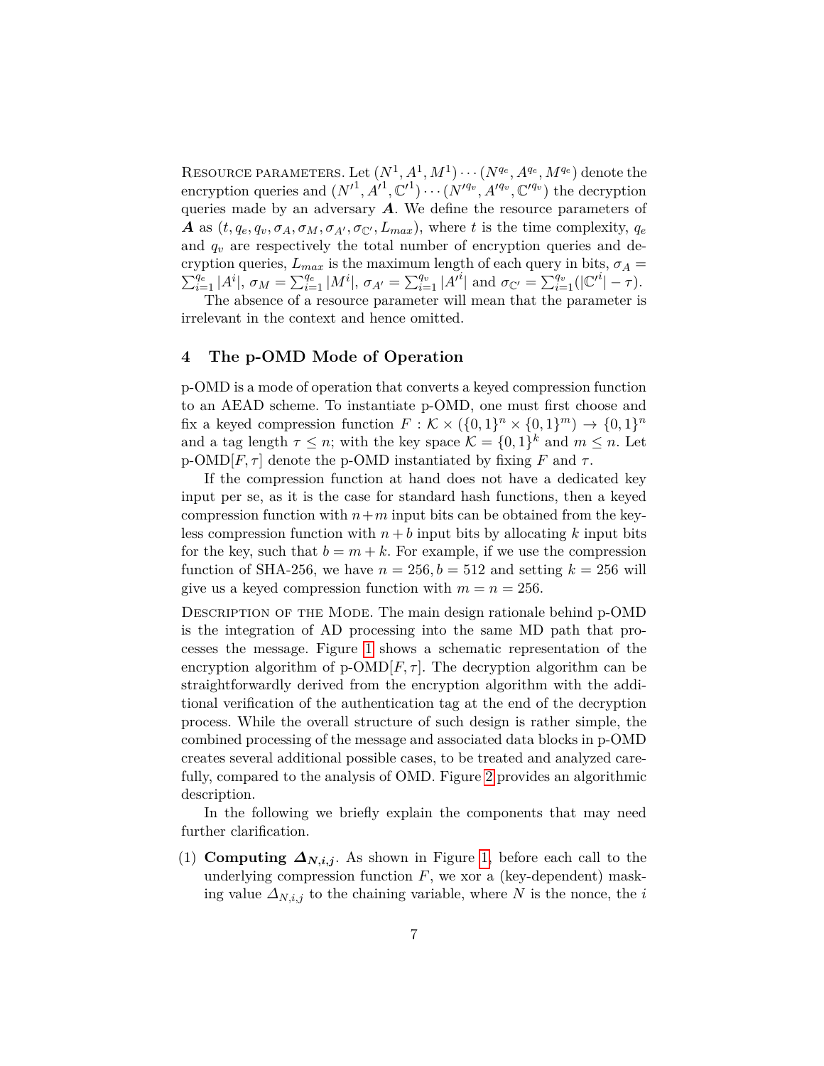Resource parameters. Let $(N^1, A^1, M^1) \cdots (N^{q_e}, A^{q_e}, M^{q_e})$ denote the encryption queries and $(N'^1, A'^1, \mathbb{C}'^1) \cdots (N'^{q_v}, A'^{q_v}, \mathbb{C}'^{q_v})$ the decryption queries made by an adversary $\boldsymbol{A}$. We define the resource parameters of $\boldsymbol{A}$ as $(t, q_e, q_v, \sigma_A, \sigma_M, \sigma_{A'}, \sigma_{\mathbb{C}'}, L_{max})$, where $t$ is the time complexity, $q_e$ and $q_v$ are respectively the total number of encryption queries and decryption queries, $L_{max}$ is the maximum length of each query in bits, $\sigma_A = \sum_{i=1}^{q_e} |A^i|$, $\sigma_M = \sum_{i=1}^{q_e} |M^i|$, $\sigma_{A'} = \sum_{i=1}^{q_v} |A'^i|$ and $\sigma_{\mathbb{C}'} = \sum_{i=1}^{q_v}(|\mathbb{C}'^i| - \tau)$.

The absence of a resource parameter will mean that the parameter is irrelevant in the context and hence omitted.

## 4 The p-OMD Mode of Operation

p-OMD is a mode of operation that converts a keyed compression function to an AEAD scheme. To instantiate p-OMD, one must first choose and fix a keyed compression function $F : \mathcal{K} \times (\{0,1\}^n \times \{0,1\}^m) \rightarrow \{0,1\}^n$ and a tag length $\tau \leq n$; with the key space $\mathcal{K} = \{0,1\}^k$ and $m \leq n$. Let p-OMD$[F, \tau]$ denote the p-OMD instantiated by fixing $F$ and $\tau$.

If the compression function at hand does not have a dedicated key input per se, as it is the case for standard hash functions, then a keyed compression function with $n+m$ input bits can be obtained from the keyless compression function with $n+b$ input bits by allocating $k$ input bits for the key, such that $b = m + k$. For example, if we use the compression function of SHA-256, we have $n = 256, b = 512$ and setting $k = 256$ will give us a keyed compression function with $m = n = 256$.

Description of the Mode. The main design rationale behind p-OMD is the integration of AD processing into the same MD path that processes the message. Figure 1 shows a schematic representation of the encryption algorithm of p-OMD$[F, \tau]$. The decryption algorithm can be straightforwardly derived from the encryption algorithm with the additional verification of the authentication tag at the end of the decryption process. While the overall structure of such design is rather simple, the combined processing of the message and associated data blocks in p-OMD creates several additional possible cases, to be treated and analyzed carefully, compared to the analysis of OMD. Figure 2 provides an algorithmic description.

In the following we briefly explain the components that may need further clarification.

(1) **Computing $\boldsymbol{\Delta_{N,i,j}}$.** As shown in Figure 1, before each call to the underlying compression function $F$, we xor a (key-dependent) masking value $\Delta_{N,i,j}$ to the chaining variable, where $N$ is the nonce, the $i$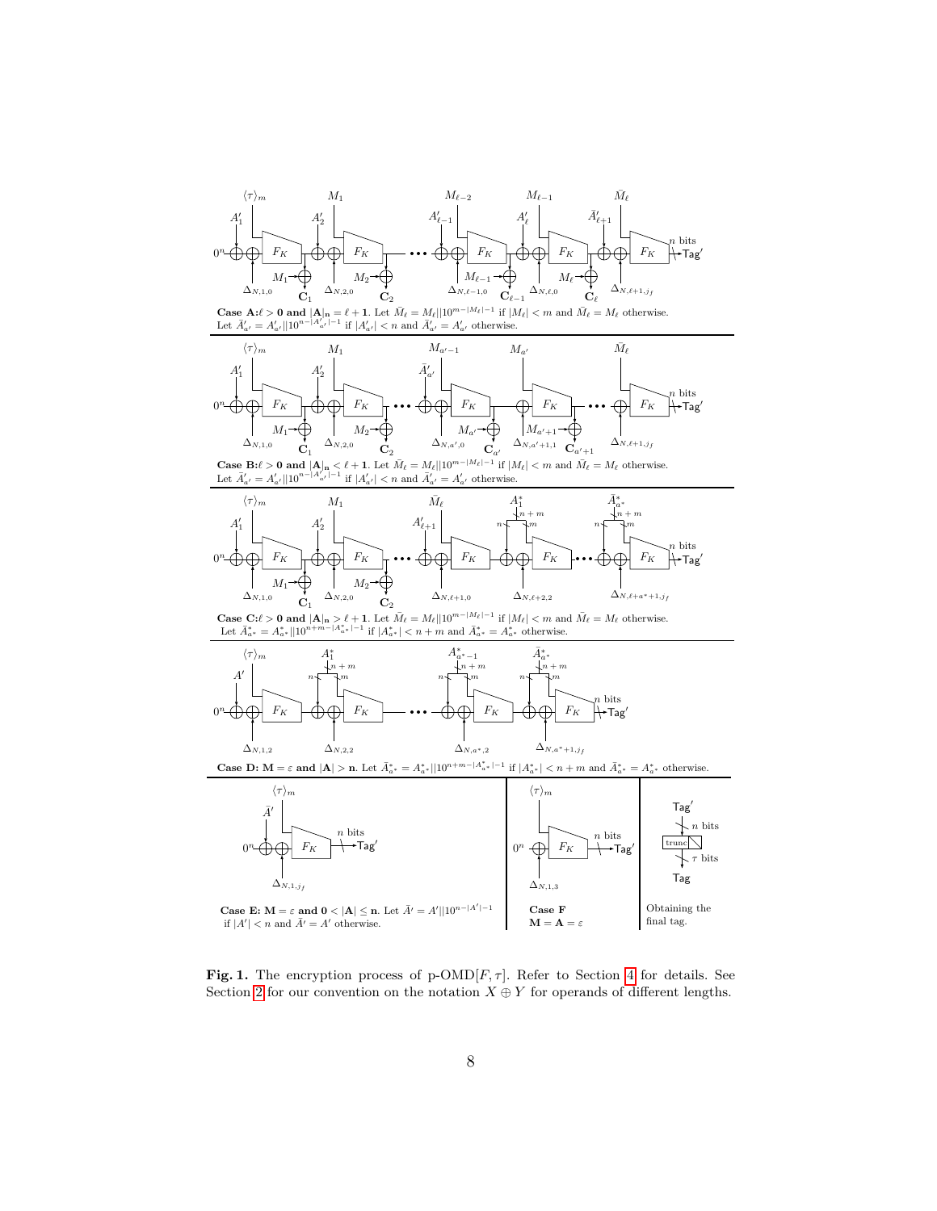**Case A:** $\ell > 0$ **and** $|\mathbf{A}|_{\mathbf{n}} = \ell + 1$. Let $\bar{M}_\ell = M_\ell \| 10^{m-|M_\ell|-1}$ if $|M_\ell| < m$ and $\bar{M}_\ell = M_\ell$ otherwise. Let $\bar{A}'_{a'} = A'_{a'} \| 10^{n-|A'_{a'}|-1}$ if $|A'_{a'}| < n$ and $\bar{A}'_{a'} = A'_{a'}$ otherwise.

**Case B:** $\ell > 0$ **and** $|\mathbf{A}|_{\mathbf{n}} < \ell + 1$. Let $\bar{M}_\ell = M_\ell \| 10^{m-|M_\ell|-1}$ if $|M_\ell| < m$ and $\bar{M}_\ell = M_\ell$ otherwise. Let $\bar{A}'_{a'} = A'_{a'} \| 10^{n-|A'_{a'}|-1}$ if $|A'_{a'}| < n$ and $\bar{A}'_{a'} = A'_{a'}$ otherwise.

**Case C:** $\ell > 0$ **and** $|\mathbf{A}|_{\mathbf{n}} > \ell + 1$. Let $\bar{M}_\ell = M_\ell \| 10^{m-|M_\ell|-1}$ if $|M_\ell| < m$ and $\bar{M}_\ell = M_\ell$ otherwise. Let $\bar{A}^*_{a^*} = A^*_{a^*} \| 10^{n+m-|A^*_{a^*}|-1}$ if $|A^*_{a^*}| < n + m$ and $\bar{A}^*_{a^*} = A^*_{a^*}$ otherwise.

**Case D:** $\mathbf{M} = \varepsilon$ **and** $|\mathbf{A}| > \mathbf{n}$. Let $\bar{A}^*_{a^*} = A^*_{a^*} \| 10^{n+m-|A^*_{a^*}|-1}$ if $|A^*_{a^*}| < n + m$ and $\bar{A}^*_{a^*} = A^*_{a^*}$ otherwise.

**Case E:** $\mathbf{M} = \varepsilon$ **and** $0 < |\mathbf{A}| \leq \mathbf{n}$. Let $\bar{A}' = A' \| 10^{n-|A'|-1}$ if $|A'| < n$ and $\bar{A}' = A'$ otherwise.

**Case F** $\mathbf{M} = \mathbf{A} = \varepsilon$

Obtaining the final tag.

**Fig. 1.** The encryption process of p-OMD$[F, \tau]$. Refer to Section 4 for details. See Section 2 for our convention on the notation $X \oplus Y$ for operands of different lengths.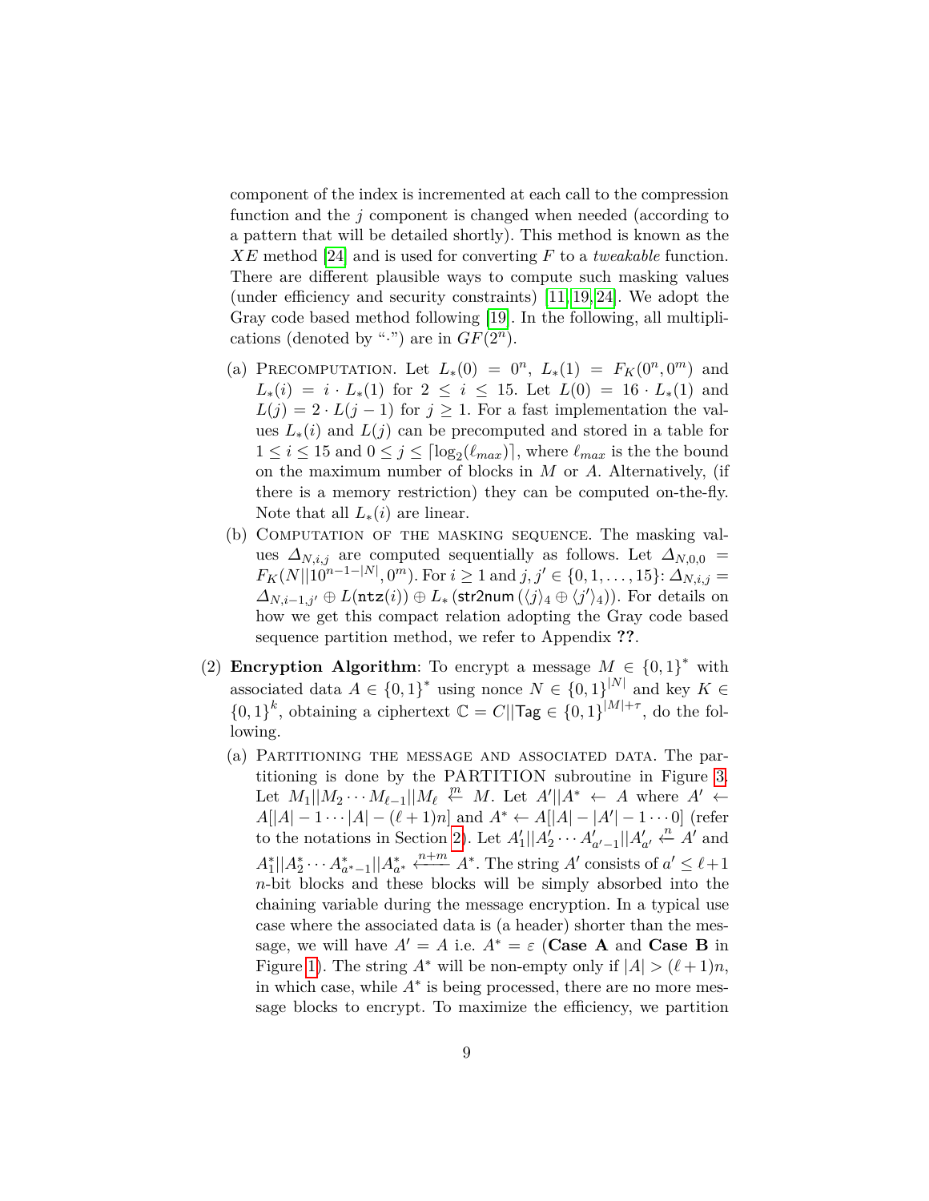component of the index is incremented at each call to the compression function and the $j$ component is changed when needed (according to a pattern that will be detailed shortly). This method is known as the $XE$ method [24] and is used for converting $F$ to a *tweakable* function. There are different plausible ways to compute such masking values (under efficiency and security constraints) [11,19,24]. We adopt the Gray code based method following [19]. In the following, all multiplications (denoted by "$\cdot$") are in $GF(2^n)$.

(a) Precomputation. Let $L_*(0) = 0^n$, $L_*(1) = F_K(0^n, 0^m)$ and $L_*(i) = i \cdot L_*(1)$ for $2 \leq i \leq 15$. Let $L(0) = 16 \cdot L_*(1)$ and $L(j) = 2 \cdot L(j-1)$ for $j \geq 1$. For a fast implementation the values $L_*(i)$ and $L(j)$ can be precomputed and stored in a table for $1 \leq i \leq 15$ and $0 \leq j \leq \lceil \log_2(\ell_{max}) \rceil$, where $\ell_{max}$ is the the bound on the maximum number of blocks in $M$ or $A$. Alternatively, (if there is a memory restriction) they can be computed on-the-fly. Note that all $L_*(i)$ are linear.

(b) Computation of the masking sequence. The masking values $\Delta_{N,i,j}$ are computed sequentially as follows. Let $\Delta_{N,0,0} = F_K(N||10^{n-1-|N|}, 0^m)$. For $i \geq 1$ and $j, j' \in \{0, 1, \ldots, 15\}$: $\Delta_{N,i,j} = \Delta_{N,i-1,j'} \oplus L(\mathtt{ntz}(i)) \oplus L_*\left(\mathsf{str2num}\left(\langle j \rangle_4 \oplus \langle j' \rangle_4\right)\right)$. For details on how we get this compact relation adopting the Gray code based sequence partition method, we refer to Appendix **??**.

(2) **Encryption Algorithm**: To encrypt a message $M \in \{0,1\}^*$ with associated data $A \in \{0,1\}^*$ using nonce $N \in \{0,1\}^{|N|}$ and key $K \in \{0,1\}^k$, obtaining a ciphertext $\mathbb{C} = C||\mathsf{Tag} \in \{0,1\}^{|M|+\tau}$, do the following.

(a) Partitioning the message and associated data. The partitioning is done by the PARTITION subroutine in Figure 3. Let $M_1||M_2 \cdots M_{\ell-1}||M_\ell \xleftarrow{m} M$. Let $A'||A^* \leftarrow A$ where $A' \leftarrow A[|A|-1 \cdots |A|-(\ell+1)n]$ and $A^* \leftarrow A[|A|-|A'|-1 \cdots 0]$ (refer to the notations in Section 2). Let $A'_1||A'_2 \cdots A'_{a'-1}||A'_{a'} \xleftarrow{n} A'$ and $A^*_1||A^*_2 \cdots A^*_{a^*-1}||A^*_{a^*} \xleftarrow{n+m} A^*$. The string $A'$ consists of $a' \leq \ell+1$ $n$-bit blocks and these blocks will be simply absorbed into the chaining variable during the message encryption. In a typical use case where the associated data is (a header) shorter than the message, we will have $A' = A$ i.e. $A^* = \varepsilon$ (**Case A** and **Case B** in Figure 1). The string $A^*$ will be non-empty only if $|A| > (\ell+1)n$, in which case, while $A^*$ is being processed, there are no more message blocks to encrypt. To maximize the efficiency, we partition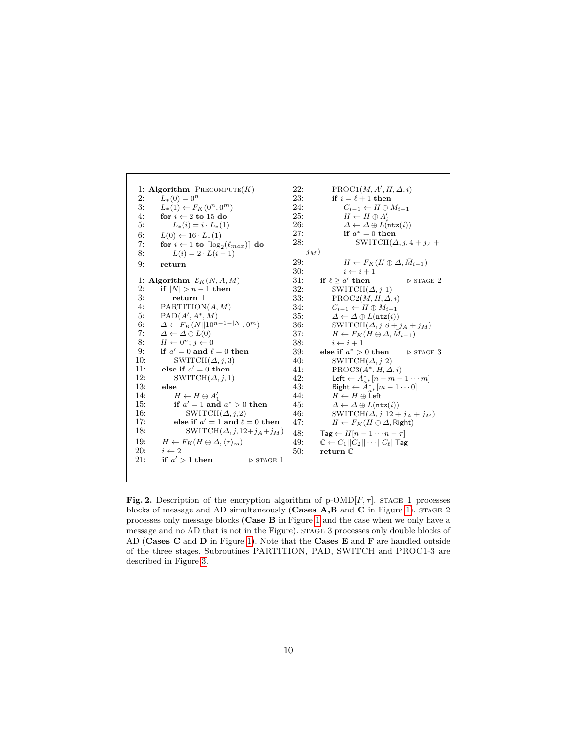```
1: Algorithm PRECOMPUTE(K)
2:     L_*(0) = 0^n
3:     L_*(1) ← F_K(0^n, 0^m)
4:     for i ← 2 to 15 do
5:         L_*(i) = i · L_*(1)
6:     L(0) ← 16 · L_*(1)
7:     for i ← 1 to ⌈log_2(ℓ_max)⌉ do
8:         L(i) = 2 · L(i − 1)
9:     return

1: Algorithm E_K(N, A, M)
2:     if |N| > n − 1 then
3:         return ⊥
4:     PARTITION(A, M)
5:     PAD(A', A*, M)
6:     Δ ← F_K(N||10^{n−1−|N|}, 0^m)
7:     Δ ← Δ ⊕ L(0)
8:     H ← 0^n; j ← 0
9:     if a' = 0 and ℓ = 0 then
10:        SWITCH(Δ, j, 3)
11:    else if a' = 0 then
12:        SWITCH(Δ, j, 1)
13:    else
14:        H ← H ⊕ A'_1
15:        if a' = 1 and a* > 0 then
16:            SWITCH(Δ, j, 2)
17:        else if a' = 1 and ℓ = 0 then
18:            SWITCH(Δ, j, 12+j_A+j_M)
19:    H ← F_K(H ⊕ Δ, ⟨τ⟩_m)
20:    i ← 2
21:    if a' > 1 then                          ▷ STAGE 1
22:        PROC1(M, A', H, Δ, i)
23:        if i = ℓ + 1 then
24:            C_{i−1} ← H ⊕ M_{i−1}
25:            H ← H ⊕ A'_i
26:            Δ ← Δ ⊕ L(ntz(i))
27:            if a* = 0 then
28:                SWITCH(Δ, j, 4 + j_A + j_M)
29:            H ← F_K(H ⊕ Δ, M̄_{i−1})
30:            i ← i + 1
31:    if ℓ ≥ a' then                          ▷ STAGE 2
32:        SWITCH(Δ, j, 1)
33:        PROC2(M, H, Δ, i)
34:        C_{i−1} ← H ⊕ M_{i−1}
35:        Δ ← Δ ⊕ L(ntz(i))
36:        SWITCH(Δ, j, 8 + j_A + j_M)
37:        H ← F_K(H ⊕ Δ, M̄_{i−1})
38:        i ← i + 1
39:    else if a* > 0 then                     ▷ STAGE 3
40:        SWITCH(Δ, j, 2)
41:        PROC3(A*, H, Δ, i)
42:        Left ← A*_{a*}[n + m − 1 ··· m]
43:        Right ← A*_{a*}[m − 1 ··· 0]
44:        H ← H ⊕ Left
45:        Δ ← Δ ⊕ L(ntz(i))
46:        SWITCH(Δ, j, 12 + j_A + j_M)
47:        H ← F_K(H ⊕ Δ, Right)
48:    Tag ← H[n − 1 ··· n − τ]
49:    ℂ ← C_1||C_2|| ··· ||C_ℓ||Tag
50:    return ℂ
```

**Fig. 2.** Description of the encryption algorithm of p-OMD$[F, \tau]$. STAGE 1 processes blocks of message and AD simultaneously (**Cases A,B** and **C** in Figure 1). STAGE 2 processes only message blocks (**Case B** in Figure 1 and the case when we only have a message and no AD that is not in the Figure). STAGE 3 processes only double blocks of AD (**Cases C** and **D** in Figure 1). Note that the **Cases E** and **F** are handled outside of the three stages. Subroutines PARTITION, PAD, SWITCH and PROC1-3 are described in Figure 3.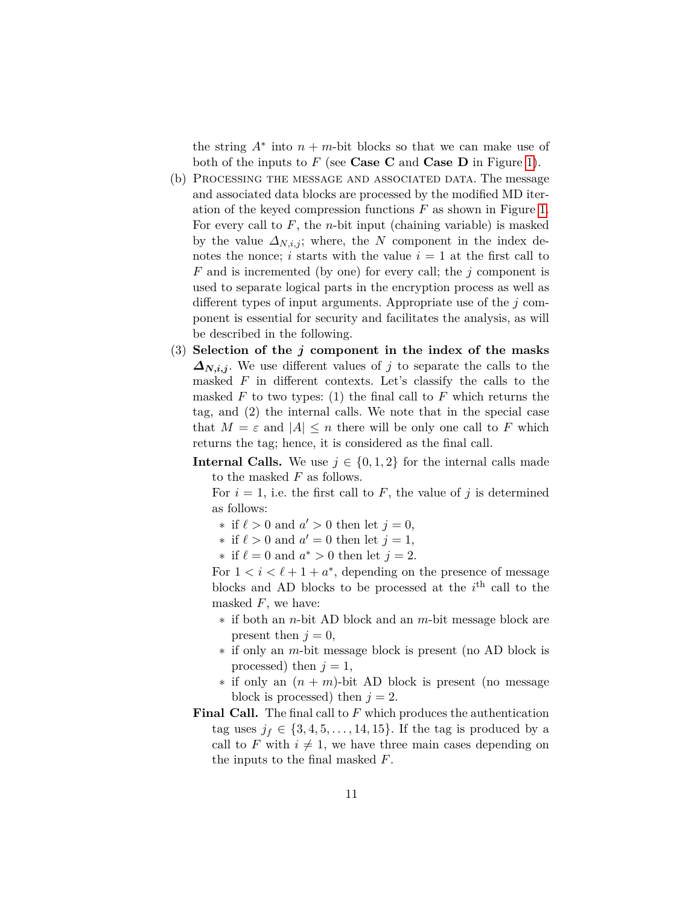the string $A^*$ into $n+m$-bit blocks so that we can make use of both of the inputs to $F$ (see **Case C** and **Case D** in Figure 1).

(b) PROCESSING THE MESSAGE AND ASSOCIATED DATA. The message and associated data blocks are processed by the modified MD iteration of the keyed compression functions $F$ as shown in Figure 1. For every call to $F$, the $n$-bit input (chaining variable) is masked by the value $\Delta_{N,i,j}$; where, the $N$ component in the index denotes the nonce; $i$ starts with the value $i = 1$ at the first call to $F$ and is incremented (by one) for every call; the $j$ component is used to separate logical parts in the encryption process as well as different types of input arguments. Appropriate use of the $j$ component is essential for security and facilitates the analysis, as will be described in the following.

(3) **Selection of the $j$ component in the index of the masks $\boldsymbol{\Delta_{N,i,j}}$.** We use different values of $j$ to separate the calls to the masked $F$ in different contexts. Let's classify the calls to the masked $F$ to two types: (1) the final call to $F$ which returns the tag, and (2) the internal calls. We note that in the special case that $M = \varepsilon$ and $|A| \leq n$ there will be only one call to $F$ which returns the tag; hence, it is considered as the final call.

**Internal Calls.** We use $j \in \{0, 1, 2\}$ for the internal calls made to the masked $F$ as follows.

For $i = 1$, i.e. the first call to $F$, the value of $j$ is determined as follows:

- if $\ell > 0$ and $a' > 0$ then let $j = 0$,
- if $\ell > 0$ and $a' = 0$ then let $j = 1$,
- if $\ell = 0$ and $a^* > 0$ then let $j = 2$.

For $1 < i < \ell + 1 + a^*$, depending on the presence of message blocks and AD blocks to be processed at the $i^{\text{th}}$ call to the masked $F$, we have:

- if both an $n$-bit AD block and an $m$-bit message block are present then $j = 0$,
- if only an $m$-bit message block is present (no AD block is processed) then $j = 1$,
- if only an $(n+m)$-bit AD block is present (no message block is processed) then $j = 2$.

**Final Call.** The final call to $F$ which produces the authentication tag uses $j_f \in \{3, 4, 5, \ldots, 14, 15\}$. If the tag is produced by a call to $F$ with $i \neq 1$, we have three main cases depending on the inputs to the final masked $F$.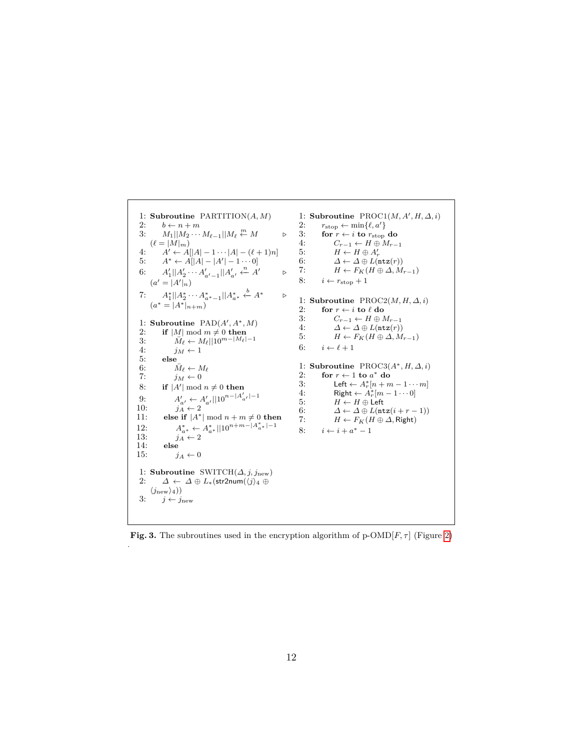```
1: Subroutine PARTITION(A, M)
2:     b ← n + m
3:     M_1||M_2 ··· M_{ℓ−1}||M_ℓ ←(m) M          ▷ (ℓ = |M|_m)
4:     A' ← A[|A| − 1 ··· |A| − (ℓ + 1)n]
5:     A* ← A[|A| − |A'| − 1 ··· 0]
6:     A'_1||A'_2 ··· A'_{a'−1}||A'_{a'} ←(n) A'   ▷ (a' = |A'|_n)
7:     A*_1||A*_2 ··· A*_{a*−1}||A*_{a*} ←(b) A*   ▷ (a* = |A*|_{n+m})

1: Subroutine PAD(A', A*, M)
2:     if |M| mod m ≠ 0 then
3:         M̄_ℓ ← M_ℓ||10^{m−|M_ℓ|−1}
4:         j_M ← 1
5:     else
6:         M̄_ℓ ← M_ℓ
7:         j_M ← 0
8:     if |A'| mod n ≠ 0 then
9:         A'_{a'} ← A'_{a'}||10^{n−|A'_{a'}|−1}
10:        j_A ← 2
11:    else if |A*| mod n + m ≠ 0 then
12:        A*_{a*} ← A*_{a*}||10^{n+m−|A*_{a*}|−1}
13:        j_A ← 2
14:    else
15:        j_A ← 0

1: Subroutine SWITCH(Δ, j, j_new)
2:     Δ ← Δ ⊕ L_*(str2num(⟨j⟩_4 ⊕ ⟨j_new⟩_4))
3:     j ← j_new

1: Subroutine PROC1(M, A', H, Δ, i)
2:     r_stop ← min{ℓ, a'}
3:     for r ← i to r_stop do
4:         C_{r−1} ← H ⊕ M_{r−1}
5:         H ← H ⊕ A'_r
6:         Δ ← Δ ⊕ L(ntz(r))
7:         H ← F_K(H ⊕ Δ, M_{r−1})
8:     i ← r_stop + 1

1: Subroutine PROC2(M, H, Δ, i)
2:     for r ← i to ℓ do
3:         C_{r−1} ← H ⊕ M_{r−1}
4:         Δ ← Δ ⊕ L(ntz(r))
5:         H ← F_K(H ⊕ Δ, M_{r−1})
6:     i ← ℓ + 1

1: Subroutine PROC3(A*, H, Δ, i)
2:     for r ← 1 to a* do
3:         Left ← A*_r[n + m − 1 ··· m]
4:         Right ← A*_r[m − 1 ··· 0]
5:         H ← H ⊕ Left
6:         Δ ← Δ ⊕ L(ntz(i + r − 1))
7:         H ← F_K(H ⊕ Δ, Right)
8:     i ← i + a* − 1
```

**Fig. 3.** The subroutines used in the encryption algorithm of p-OMD$[F, \tau]$ (Figure 2)
.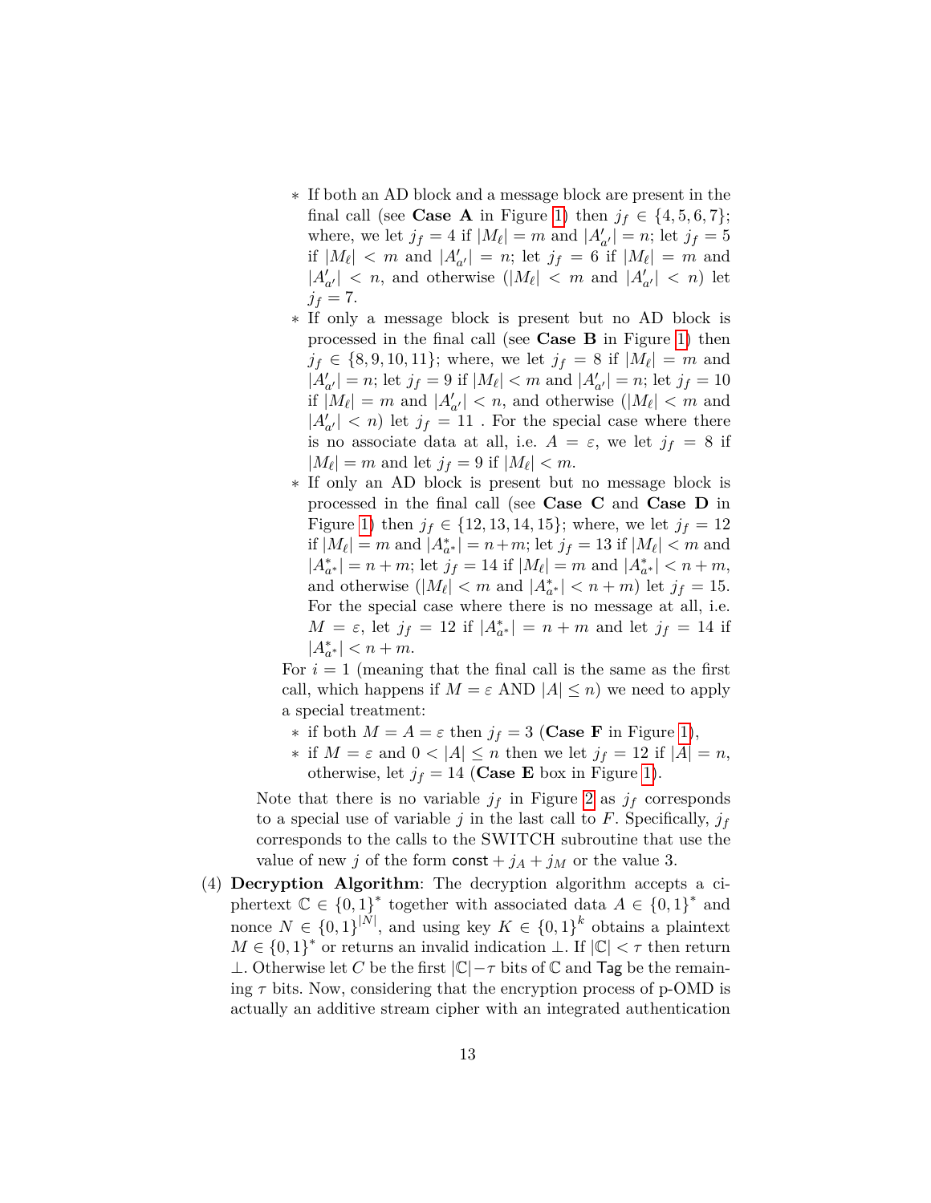- If both an AD block and a message block are present in the final call (see **Case A** in Figure 1) then $j_f \in \{4, 5, 6, 7\}$; where, we let $j_f = 4$ if $|M_\ell| = m$ and $|A'_{a'}| = n$; let $j_f = 5$ if $|M_\ell| < m$ and $|A'_{a'}| = n$; let $j_f = 6$ if $|M_\ell| = m$ and $|A'_{a'}| < n$, and otherwise ($|M_\ell| < m$ and $|A'_{a'}| < n$) let $j_f = 7$.
- If only a message block is present but no AD block is processed in the final call (see **Case B** in Figure 1) then $j_f \in \{8, 9, 10, 11\}$; where, we let $j_f = 8$ if $|M_\ell| = m$ and $|A'_{a'}| = n$; let $j_f = 9$ if $|M_\ell| < m$ and $|A'_{a'}| = n$; let $j_f = 10$ if $|M_\ell| = m$ and $|A'_{a'}| < n$, and otherwise ($|M_\ell| < m$ and $|A'_{a'}| < n$) let $j_f = 11$ . For the special case where there is no associate data at all, i.e. $A = \varepsilon$, we let $j_f = 8$ if $|M_\ell| = m$ and let $j_f = 9$ if $|M_\ell| < m$.
- If only an AD block is present but no message block is processed in the final call (see **Case C** and **Case D** in Figure 1) then $j_f \in \{12, 13, 14, 15\}$; where, we let $j_f = 12$ if $|M_\ell| = m$ and $|A^*_{a^*}| = n+m$; let $j_f = 13$ if $|M_\ell| < m$ and $|A^*_{a^*}| = n+m$; let $j_f = 14$ if $|M_\ell| = m$ and $|A^*_{a^*}| < n+m$, and otherwise ($|M_\ell| < m$ and $|A^*_{a^*}| < n+m$) let $j_f = 15$. For the special case where there is no message at all, i.e. $M = \varepsilon$, let $j_f = 12$ if $|A^*_{a^*}| = n+m$ and let $j_f = 14$ if $|A^*_{a^*}| < n+m$.

For $i = 1$ (meaning that the final call is the same as the first call, which happens if $M = \varepsilon$ AND $|A| \leq n$) we need to apply a special treatment:

- if both $M = A = \varepsilon$ then $j_f = 3$ (**Case F** in Figure 1),
- if $M = \varepsilon$ and $0 < |A| \leq n$ then we let $j_f = 12$ if $|A| = n$, otherwise, let $j_f = 14$ (**Case E** box in Figure 1).

Note that there is no variable $j_f$ in Figure 2 as $j_f$ corresponds to a special use of variable $j$ in the last call to $F$. Specifically, $j_f$ corresponds to the calls to the SWITCH subroutine that use the value of new $j$ of the form $\mathsf{const} + j_A + j_M$ or the value 3.

(4) **Decryption Algorithm**: The decryption algorithm accepts a ciphertext $\mathbb{C} \in \{0,1\}^*$ together with associated data $A \in \{0,1\}^*$ and nonce $N \in \{0,1\}^{|N|}$, and using key $K \in \{0,1\}^k$ obtains a plaintext $M \in \{0,1\}^*$ or returns an invalid indication $\perp$. If $|\mathbb{C}| < \tau$ then return $\perp$. Otherwise let $C$ be the first $|\mathbb{C}| - \tau$ bits of $\mathbb{C}$ and $\mathsf{Tag}$ be the remaining $\tau$ bits. Now, considering that the encryption process of p-OMD is actually an additive stream cipher with an integrated authentication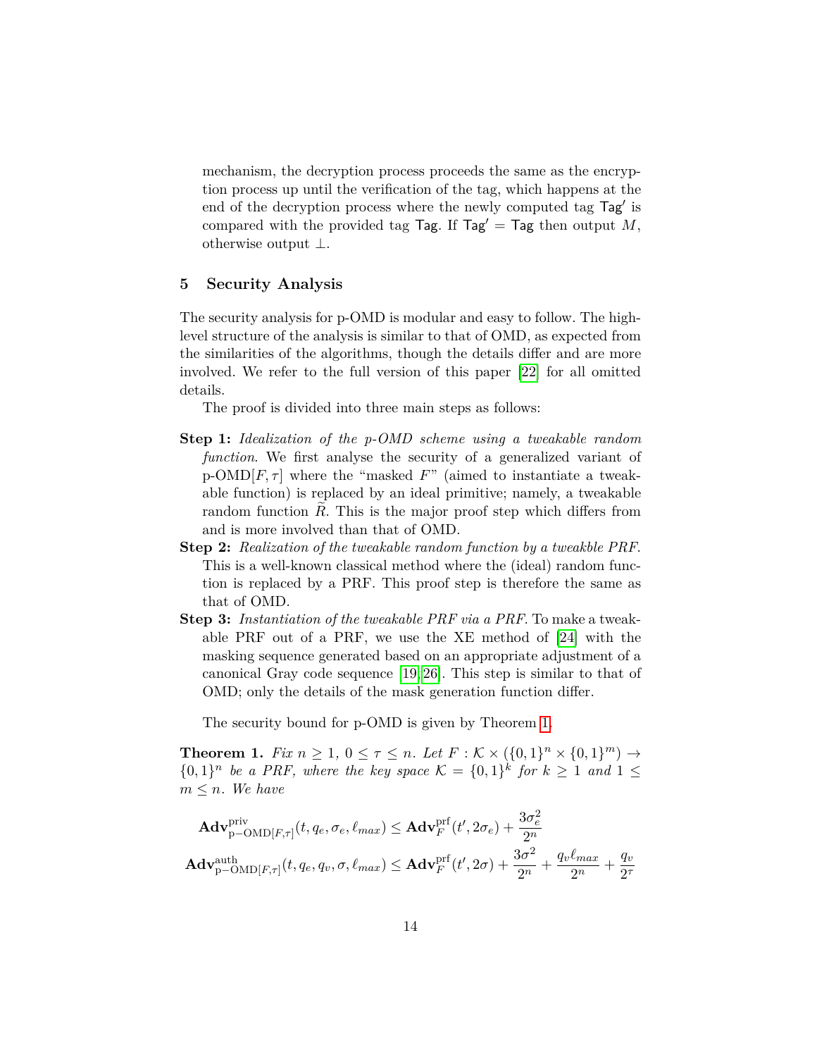mechanism, the decryption process proceeds the same as the encryption process up until the verification of the tag, which happens at the end of the decryption process where the newly computed tag $\mathsf{Tag}'$ is compared with the provided tag $\mathsf{Tag}$. If $\mathsf{Tag}' = \mathsf{Tag}$ then output $M$, otherwise output $\perp$.

## 5 Security Analysis

The security analysis for p-OMD is modular and easy to follow. The high-level structure of the analysis is similar to that of OMD, as expected from the similarities of the algorithms, though the details differ and are more involved. We refer to the full version of this paper [22] for all omitted details.

The proof is divided into three main steps as follows:

- **Step 1:** *Idealization of the p-OMD scheme using a tweakable random function.* We first analyse the security of a generalized variant of p-OMD$[F, \tau]$ where the "masked $F$" (aimed to instantiate a tweakable function) is replaced by an ideal primitive; namely, a tweakable random function $\widetilde{R}$. This is the major proof step which differs from and is more involved than that of OMD.
- **Step 2:** *Realization of the tweakable random function by a tweakble PRF.* This is a well-known classical method where the (ideal) random function is replaced by a PRF. This proof step is therefore the same as that of OMD.
- **Step 3:** *Instantiation of the tweakable PRF via a PRF.* To make a tweakable PRF out of a PRF, we use the XE method of [24] with the masking sequence generated based on an appropriate adjustment of a canonical Gray code sequence [19,26]. This step is similar to that of OMD; only the details of the mask generation function differ.

The security bound for p-OMD is given by Theorem 1.

**Theorem 1.** *Fix $n \geq 1$, $0 \leq \tau \leq n$. Let $F : \mathcal{K} \times (\{0,1\}^n \times \{0,1\}^m) \rightarrow \{0,1\}^n$ be a PRF, where the key space $\mathcal{K} = \{0,1\}^k$ for $k \geq 1$ and $1 \leq m \leq n$. We have*

$$\mathbf{Adv}^{\text{priv}}_{\text{p-OMD}[F,\tau]}(t, q_e, \sigma_e, \ell_{max}) \leq \mathbf{Adv}^{\text{prf}}_{F}(t', 2\sigma_e) + \frac{3\sigma_e^2}{2^n}$$

$$\mathbf{Adv}^{\text{auth}}_{\text{p-OMD}[F,\tau]}(t, q_e, q_v, \sigma, \ell_{max}) \leq \mathbf{Adv}^{\text{prf}}_{F}(t', 2\sigma) + \frac{3\sigma^2}{2^n} + \frac{q_v \ell_{max}}{2^n} + \frac{q_v}{2^\tau}$$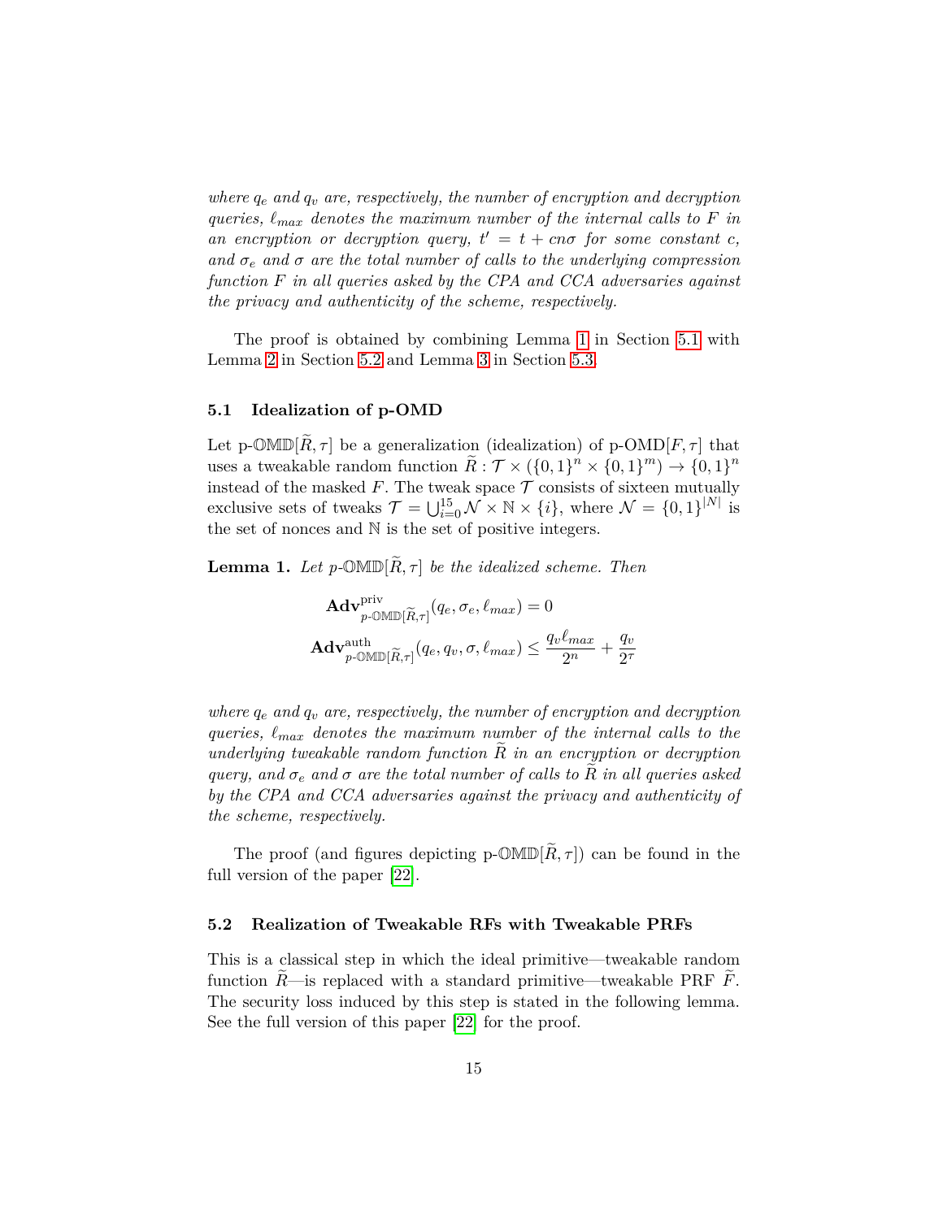*where $q_e$ and $q_v$ are, respectively, the number of encryption and decryption queries, $\ell_{max}$ denotes the maximum number of the internal calls to $F$ in an encryption or decryption query, $t' = t + cn\sigma$ for some constant $c$, and $\sigma_e$ and $\sigma$ are the total number of calls to the underlying compression function $F$ in all queries asked by the CPA and CCA adversaries against the privacy and authenticity of the scheme, respectively.*

The proof is obtained by combining Lemma 1 in Section 5.1 with Lemma 2 in Section 5.2 and Lemma 3 in Section 5.3.

### 5.1 Idealization of p-OMD

Let p-$\mathbb{OMD}[\widetilde{R}, \tau]$ be a generalization (idealization) of p-OMD$[F, \tau]$ that uses a tweakable random function $\widetilde{R} : \mathcal{T} \times (\{0,1\}^n \times \{0,1\}^m) \to \{0,1\}^n$ instead of the masked $F$. The tweak space $\mathcal{T}$ consists of sixteen mutually exclusive sets of tweaks $\mathcal{T} = \bigcup_{i=0}^{15} \mathcal{N} \times \mathbb{N} \times \{i\}$, where $\mathcal{N} = \{0,1\}^{|N|}$ is the set of nonces and $\mathbb{N}$ is the set of positive integers.

**Lemma 1.** *Let p-$\mathbb{OMD}[\widetilde{R}, \tau]$ be the idealized scheme. Then*

$$\mathbf{Adv}^{\text{priv}}_{\text{p-}\mathbb{OMD}[\widetilde{R},\tau]}(q_e, \sigma_e, \ell_{max}) = 0$$

$$\mathbf{Adv}^{\text{auth}}_{\text{p-}\mathbb{OMD}[\widetilde{R},\tau]}(q_e, q_v, \sigma, \ell_{max}) \leq \frac{q_v \ell_{max}}{2^n} + \frac{q_v}{2^\tau}$$

*where $q_e$ and $q_v$ are, respectively, the number of encryption and decryption queries, $\ell_{max}$ denotes the maximum number of the internal calls to the underlying tweakable random function $\widetilde{R}$ in an encryption or decryption query, and $\sigma_e$ and $\sigma$ are the total number of calls to $\widetilde{R}$ in all queries asked by the CPA and CCA adversaries against the privacy and authenticity of the scheme, respectively.*

The proof (and figures depicting p-$\mathbb{OMD}[\widetilde{R}, \tau]$) can be found in the full version of the paper [22].

### 5.2 Realization of Tweakable RFs with Tweakable PRFs

This is a classical step in which the ideal primitive—tweakable random function $\widetilde{R}$—is replaced with a standard primitive—tweakable PRF $\widetilde{F}$. The security loss induced by this step is stated in the following lemma. See the full version of this paper [22] for the proof.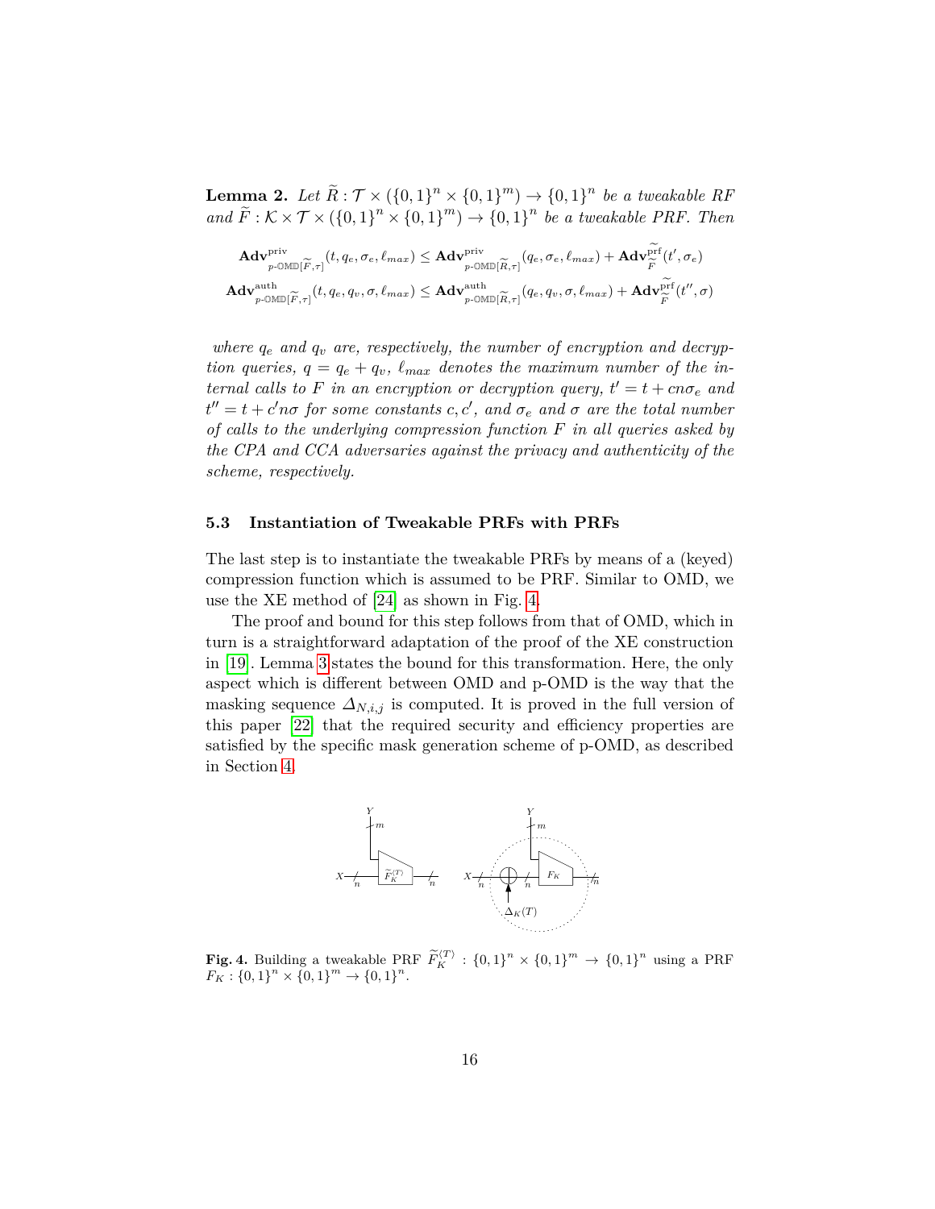**Lemma 2.** *Let $\widetilde{R} : \mathcal{T} \times (\{0,1\}^n \times \{0,1\}^m) \to \{0,1\}^n$ be a tweakable RF and $\widetilde{F} : \mathcal{K} \times \mathcal{T} \times (\{0,1\}^n \times \{0,1\}^m) \to \{0,1\}^n$ be a tweakable PRF. Then*

$$\mathbf{Adv}^{\mathrm{priv}}_{p\text{-}\mathbb{OMD}[\widetilde{F},\tau]}(t, q_e, \sigma_e, \ell_{max}) \leq \mathbf{Adv}^{\mathrm{priv}}_{p\text{-}\mathbb{OMD}[\widetilde{R},\tau]}(q_e, \sigma_e, \ell_{max}) + \mathbf{Adv}^{\widetilde{\mathrm{prf}}}_{\widetilde{F}}(t', \sigma_e)$$

$$\mathbf{Adv}^{\mathrm{auth}}_{p\text{-}\mathbb{OMD}[\widetilde{F},\tau]}(t, q_e, q_v, \sigma, \ell_{max}) \leq \mathbf{Adv}^{\mathrm{auth}}_{p\text{-}\mathbb{OMD}[\widetilde{R},\tau]}(q_e, q_v, \sigma, \ell_{max}) + \mathbf{Adv}^{\widetilde{\mathrm{prf}}}_{\widetilde{F}}(t'', \sigma)$$

*where $q_e$ and $q_v$ are, respectively, the number of encryption and decryption queries, $q = q_e + q_v$, $\ell_{max}$ denotes the maximum number of the internal calls to $F$ in an encryption or decryption query, $t' = t + cn\sigma_e$ and $t'' = t + c'n\sigma$ for some constants $c, c'$, and $\sigma_e$ and $\sigma$ are the total number of calls to the underlying compression function $F$ in all queries asked by the CPA and CCA adversaries against the privacy and authenticity of the scheme, respectively.*

### 5.3 Instantiation of Tweakable PRFs with PRFs

The last step is to instantiate the tweakable PRFs by means of a (keyed) compression function which is assumed to be PRF. Similar to OMD, we use the XE method of [24] as shown in Fig. 4.

The proof and bound for this step follows from that of OMD, which in turn is a straightforward adaptation of the proof of the XE construction in [19]. Lemma 3 states the bound for this transformation. Here, the only aspect which is different between OMD and p-OMD is the way that the masking sequence $\Delta_{N,i,j}$ is computed. It is proved in the full version of this paper [22] that the required security and efficiency properties are satisfied by the specific mask generation scheme of p-OMD, as described in Section 4.

**Fig. 4.** Building a tweakable PRF $\widetilde{F}^{\langle T \rangle}_K : \{0,1\}^n \times \{0,1\}^m \to \{0,1\}^n$ using a PRF $F_K : \{0,1\}^n \times \{0,1\}^m \to \{0,1\}^n$.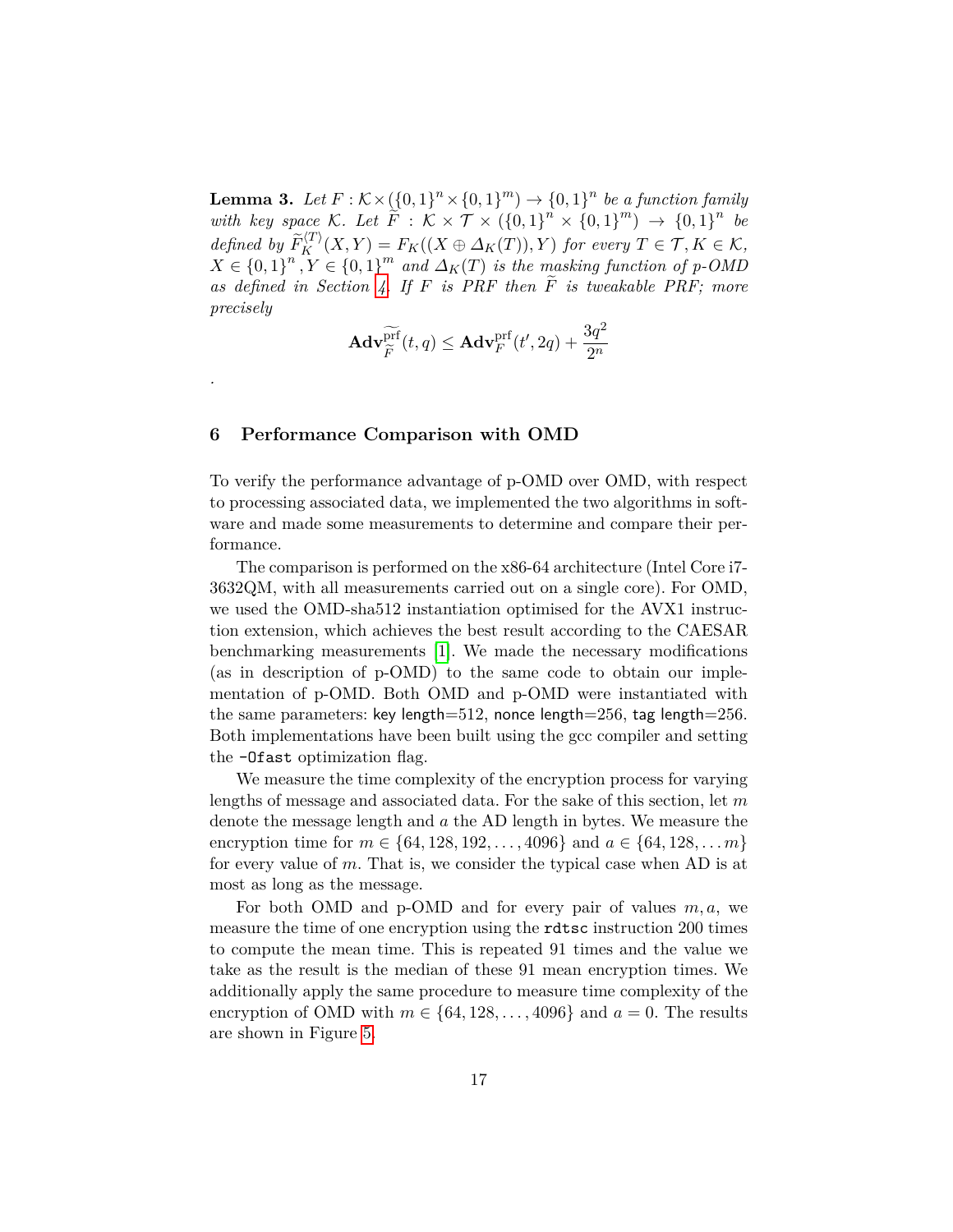**Lemma 3.** *Let $F : \mathcal{K} \times (\{0,1\}^n \times \{0,1\}^m) \rightarrow \{0,1\}^n$ be a function family with key space $\mathcal{K}$. Let $\widetilde{F} : \mathcal{K} \times \mathcal{T} \times (\{0,1\}^n \times \{0,1\}^m) \rightarrow \{0,1\}^n$ be defined by $\widetilde{F}_K^{\langle T \rangle}(X, Y) = F_K((X \oplus \Delta_K(T)), Y)$ for every $T \in \mathcal{T}, K \in \mathcal{K}$, $X \in \{0,1\}^n, Y \in \{0,1\}^m$ and $\Delta_K(T)$ is the masking function of p-OMD as defined in Section 4. If $F$ is PRF then $\widetilde{F}$ is tweakable PRF; more precisely*

$$\mathbf{Adv}_{\widetilde{F}}^{\widetilde{\mathrm{prf}}}(t, q) \leq \mathbf{Adv}_{F}^{\mathrm{prf}}(t', 2q) + \frac{3q^2}{2^n}$$

.

## 6 Performance Comparison with OMD

To verify the performance advantage of p-OMD over OMD, with respect to processing associated data, we implemented the two algorithms in software and made some measurements to determine and compare their performance.

The comparison is performed on the x86-64 architecture (Intel Core i7-3632QM, with all measurements carried out on a single core). For OMD, we used the OMD-sha512 instantiation optimised for the AVX1 instruction extension, which achieves the best result according to the CAESAR benchmarking measurements [1]. We made the necessary modifications (as in description of p-OMD) to the same code to obtain our implementation of p-OMD. Both OMD and p-OMD were instantiated with the same parameters: key length=512, nonce length=256, tag length=256. Both implementations have been built using the gcc compiler and setting the `-Ofast` optimization flag.

We measure the time complexity of the encryption process for varying lengths of message and associated data. For the sake of this section, let $m$ denote the message length and $a$ the AD length in bytes. We measure the encryption time for $m \in \{64, 128, 192, \ldots, 4096\}$ and $a \in \{64, 128, \ldots m\}$ for every value of $m$. That is, we consider the typical case when AD is at most as long as the message.

For both OMD and p-OMD and for every pair of values $m, a$, we measure the time of one encryption using the `rdtsc` instruction 200 times to compute the mean time. This is repeated 91 times and the value we take as the result is the median of these 91 mean encryption times. We additionally apply the same procedure to measure time complexity of the encryption of OMD with $m \in \{64, 128, \ldots, 4096\}$ and $a = 0$. The results are shown in Figure 5.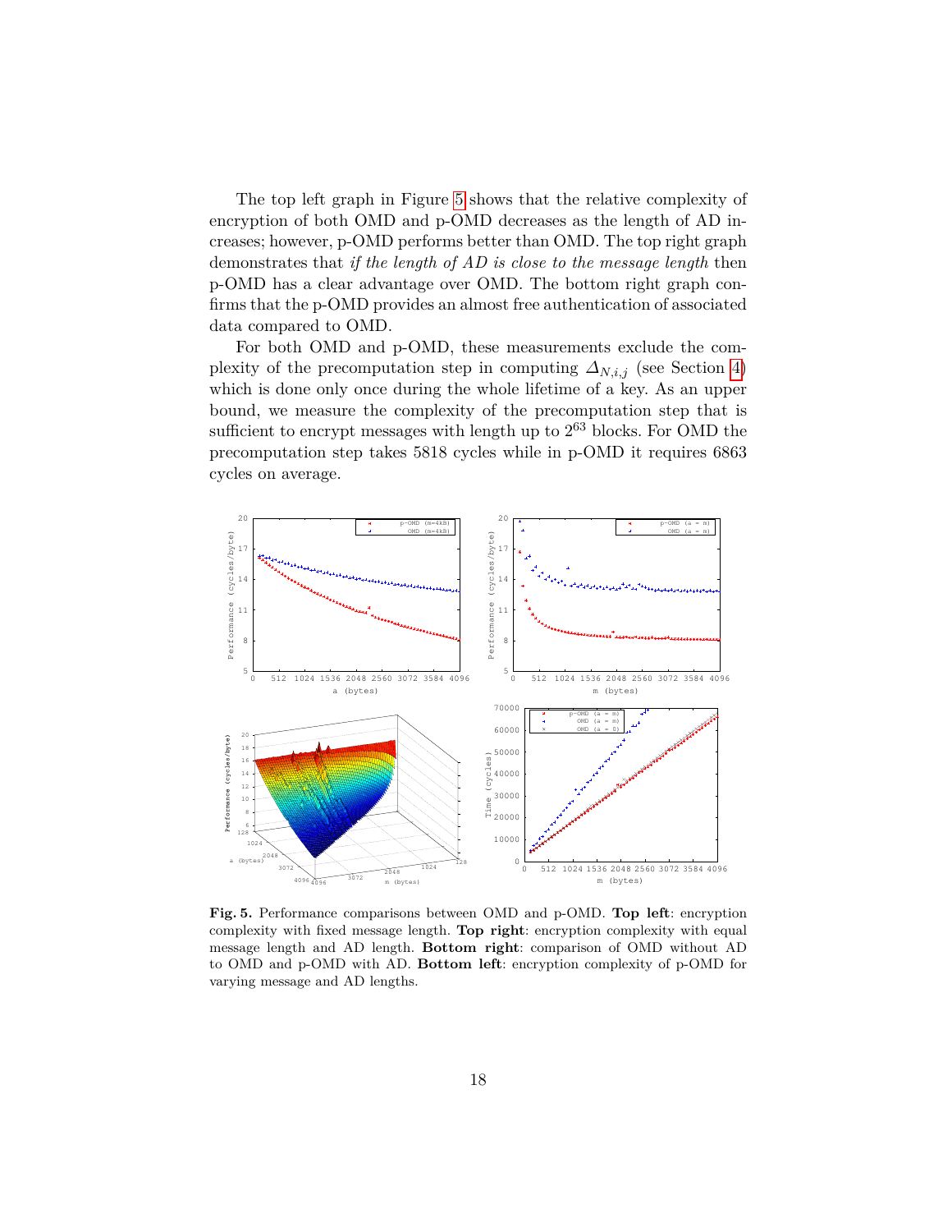The top left graph in Figure 5 shows that the relative complexity of encryption of both OMD and p-OMD decreases as the length of AD increases; however, p-OMD performs better than OMD. The top right graph demonstrates that *if the length of AD is close to the message length* then p-OMD has a clear advantage over OMD. The bottom right graph confirms that the p-OMD provides an almost free authentication of associated data compared to OMD.

For both OMD and p-OMD, these measurements exclude the complexity of the precomputation step in computing $\Delta_{N,i,j}$ (see Section 4) which is done only once during the whole lifetime of a key. As an upper bound, we measure the complexity of the precomputation step that is sufficient to encrypt messages with length up to $2^{63}$ blocks. For OMD the precomputation step takes 5818 cycles while in p-OMD it requires 6863 cycles on average.

**Fig. 5.** Performance comparisons between OMD and p-OMD. **Top left**: encryption complexity with fixed message length. **Top right**: encryption complexity with equal message length and AD length. **Bottom right**: comparison of OMD without AD to OMD and p-OMD with AD. **Bottom left**: encryption complexity of p-OMD for varying message and AD lengths.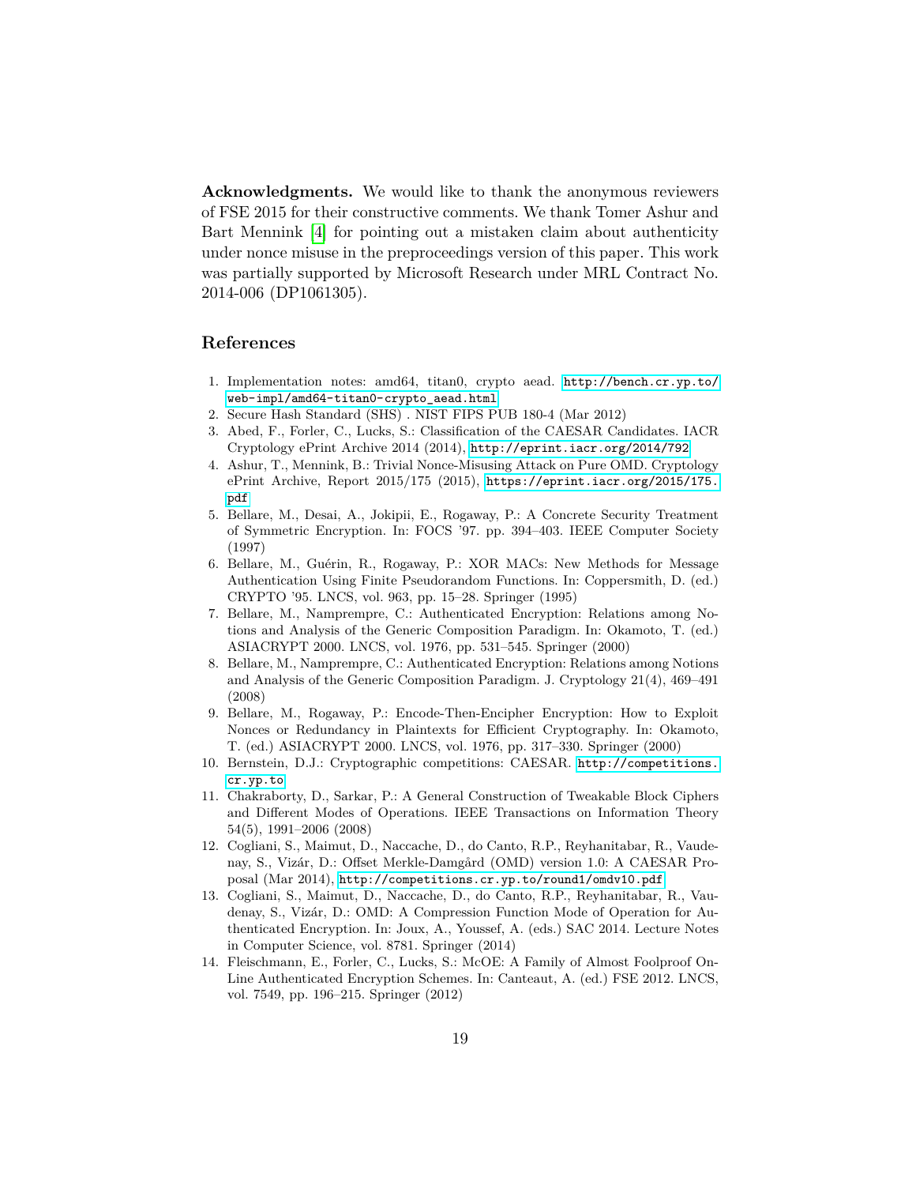**Acknowledgments.** We would like to thank the anonymous reviewers of FSE 2015 for their constructive comments. We thank Tomer Ashur and Bart Mennink [4] for pointing out a mistaken claim about authenticity under nonce misuse in the preproceedings version of this paper. This work was partially supported by Microsoft Research under MRL Contract No. 2014-006 (DP1061305).

## References

1. Implementation notes: amd64, titan0, crypto aead. http://bench.cr.yp.to/web-impl/amd64-titan0-crypto_aead.html
2. Secure Hash Standard (SHS) . NIST FIPS PUB 180-4 (Mar 2012)
3. Abed, F., Forler, C., Lucks, S.: Classification of the CAESAR Candidates. IACR Cryptology ePrint Archive 2014 (2014), http://eprint.iacr.org/2014/792
4. Ashur, T., Mennink, B.: Trivial Nonce-Misusing Attack on Pure OMD. Cryptology ePrint Archive, Report 2015/175 (2015), https://eprint.iacr.org/2015/175.pdf
5. Bellare, M., Desai, A., Jokipii, E., Rogaway, P.: A Concrete Security Treatment of Symmetric Encryption. In: FOCS '97. pp. 394–403. IEEE Computer Society (1997)
6. Bellare, M., Guérin, R., Rogaway, P.: XOR MACs: New Methods for Message Authentication Using Finite Pseudorandom Functions. In: Coppersmith, D. (ed.) CRYPTO '95. LNCS, vol. 963, pp. 15–28. Springer (1995)
7. Bellare, M., Namprempre, C.: Authenticated Encryption: Relations among Notions and Analysis of the Generic Composition Paradigm. In: Okamoto, T. (ed.) ASIACRYPT 2000. LNCS, vol. 1976, pp. 531–545. Springer (2000)
8. Bellare, M., Namprempre, C.: Authenticated Encryption: Relations among Notions and Analysis of the Generic Composition Paradigm. J. Cryptology 21(4), 469–491 (2008)
9. Bellare, M., Rogaway, P.: Encode-Then-Encipher Encryption: How to Exploit Nonces or Redundancy in Plaintexts for Efficient Cryptography. In: Okamoto, T. (ed.) ASIACRYPT 2000. LNCS, vol. 1976, pp. 317–330. Springer (2000)
10. Bernstein, D.J.: Cryptographic competitions: CAESAR. http://competitions.cr.yp.to
11. Chakraborty, D., Sarkar, P.: A General Construction of Tweakable Block Ciphers and Different Modes of Operations. IEEE Transactions on Information Theory 54(5), 1991–2006 (2008)
12. Cogliani, S., Maimut, D., Naccache, D., do Canto, R.P., Reyhanitabar, R., Vaudenay, S., Vizár, D.: Offset Merkle-Damgård (OMD) version 1.0: A CAESAR Proposal (Mar 2014), http://competitions.cr.yp.to/round1/omdv10.pdf
13. Cogliani, S., Maimut, D., Naccache, D., do Canto, R.P., Reyhanitabar, R., Vaudenay, S., Vizár, D.: OMD: A Compression Function Mode of Operation for Authenticated Encryption. In: Joux, A., Youssef, A. (eds.) SAC 2014. Lecture Notes in Computer Science, vol. 8781. Springer (2014)
14. Fleischmann, E., Forler, C., Lucks, S.: McOE: A Family of Almost Foolproof On-Line Authenticated Encryption Schemes. In: Canteaut, A. (ed.) FSE 2012. LNCS, vol. 7549, pp. 196–215. Springer (2012)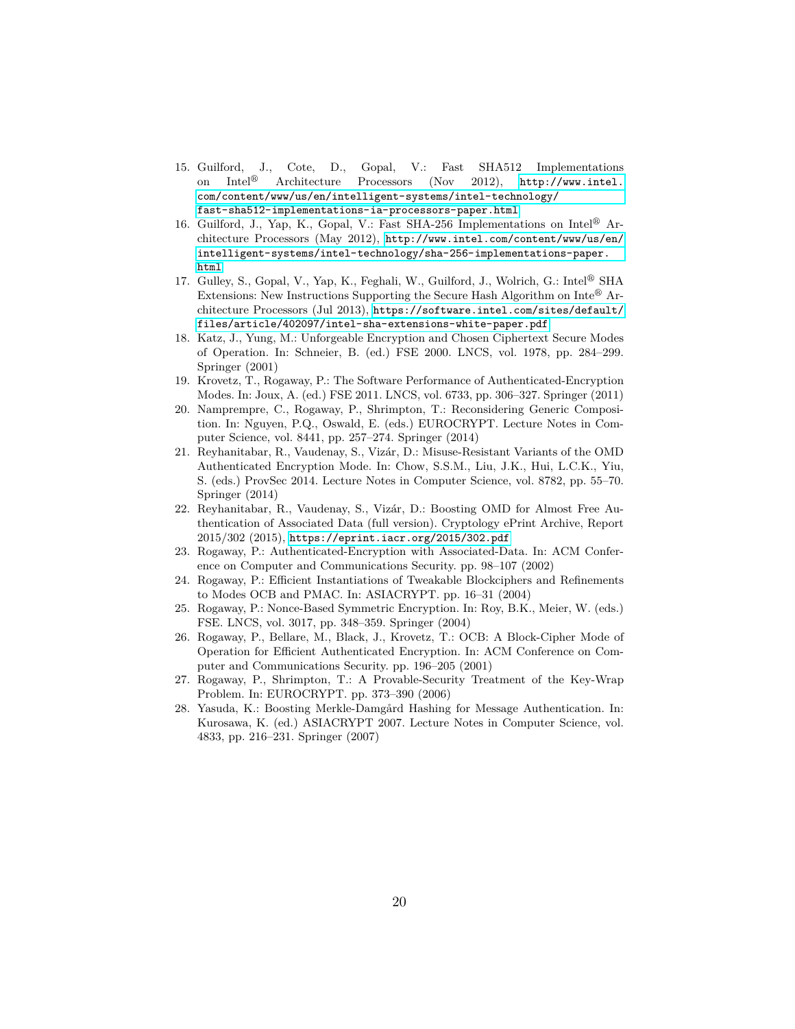15. Guilford, J., Cote, D., Gopal, V.: Fast SHA512 Implementations on Intel® Architecture Processors (Nov 2012), http://www.intel.com/content/www/us/en/intelligent-systems/intel-technology/fast-sha512-implementations-ia-processors-paper.html
16. Guilford, J., Yap, K., Gopal, V.: Fast SHA-256 Implementations on Intel® Architecture Processors (May 2012), http://www.intel.com/content/www/us/en/intelligent-systems/intel-technology/sha-256-implementations-paper.html
17. Gulley, S., Gopal, V., Yap, K., Feghali, W., Guilford, J., Wolrich, G.: Intel® SHA Extensions: New Instructions Supporting the Secure Hash Algorithm on Inte® Architecture Processors (Jul 2013), https://software.intel.com/sites/default/files/article/402097/intel-sha-extensions-white-paper.pdf
18. Katz, J., Yung, M.: Unforgeable Encryption and Chosen Ciphertext Secure Modes of Operation. In: Schneier, B. (ed.) FSE 2000. LNCS, vol. 1978, pp. 284–299. Springer (2001)
19. Krovetz, T., Rogaway, P.: The Software Performance of Authenticated-Encryption Modes. In: Joux, A. (ed.) FSE 2011. LNCS, vol. 6733, pp. 306–327. Springer (2011)
20. Namprempre, C., Rogaway, P., Shrimpton, T.: Reconsidering Generic Composition. In: Nguyen, P.Q., Oswald, E. (eds.) EUROCRYPT. Lecture Notes in Computer Science, vol. 8441, pp. 257–274. Springer (2014)
21. Reyhanitabar, R., Vaudenay, S., Vizár, D.: Misuse-Resistant Variants of the OMD Authenticated Encryption Mode. In: Chow, S.S.M., Liu, J.K., Hui, L.C.K., Yiu, S. (eds.) ProvSec 2014. Lecture Notes in Computer Science, vol. 8782, pp. 55–70. Springer (2014)
22. Reyhanitabar, R., Vaudenay, S., Vizár, D.: Boosting OMD for Almost Free Authentication of Associated Data (full version). Cryptology ePrint Archive, Report 2015/302 (2015), https://eprint.iacr.org/2015/302.pdf
23. Rogaway, P.: Authenticated-Encryption with Associated-Data. In: ACM Conference on Computer and Communications Security. pp. 98–107 (2002)
24. Rogaway, P.: Efficient Instantiations of Tweakable Blockciphers and Refinements to Modes OCB and PMAC. In: ASIACRYPT. pp. 16–31 (2004)
25. Rogaway, P.: Nonce-Based Symmetric Encryption. In: Roy, B.K., Meier, W. (eds.) FSE. LNCS, vol. 3017, pp. 348–359. Springer (2004)
26. Rogaway, P., Bellare, M., Black, J., Krovetz, T.: OCB: A Block-Cipher Mode of Operation for Efficient Authenticated Encryption. In: ACM Conference on Computer and Communications Security. pp. 196–205 (2001)
27. Rogaway, P., Shrimpton, T.: A Provable-Security Treatment of the Key-Wrap Problem. In: EUROCRYPT. pp. 373–390 (2006)
28. Yasuda, K.: Boosting Merkle-Damgård Hashing for Message Authentication. In: Kurosawa, K. (ed.) ASIACRYPT 2007. Lecture Notes in Computer Science, vol. 4833, pp. 216–231. Springer (2007)